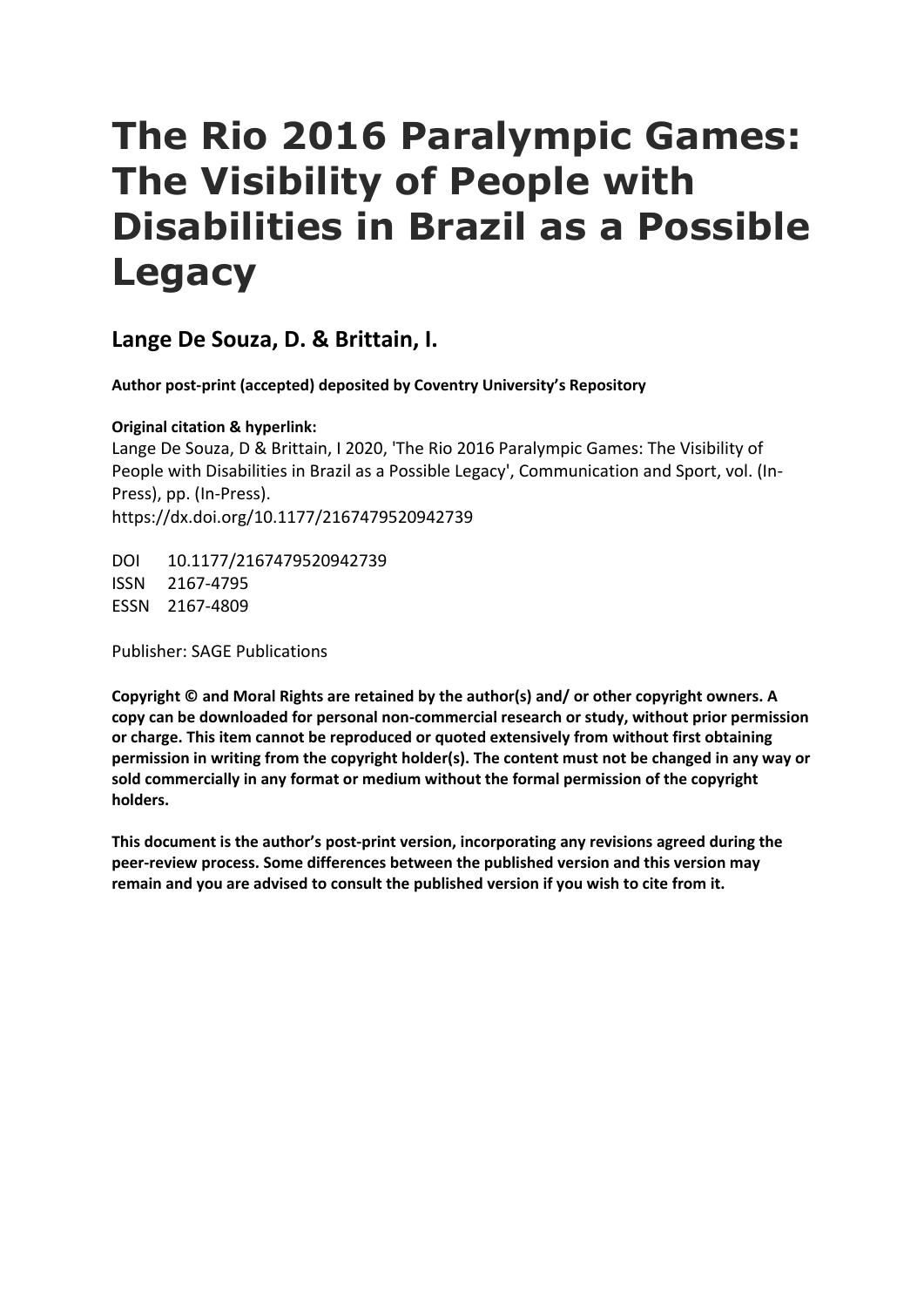# The Rio 2016 Paralympic Games: The Visibility of People with Disabilities in Brazil as a Possible Legacy

## Lange De Souza, D. & Brittain, I.

**Author post-print (accepted) deposited by Coventry University's Repository**

**Original citation & hyperlink:**
Lange De Souza, D & Brittain, I 2020, 'The Rio 2016 Paralympic Games: The Visibility of People with Disabilities in Brazil as a Possible Legacy', Communication and Sport, vol. (In-Press), pp. (In-Press).
https://dx.doi.org/10.1177/2167479520942739

DOI 10.1177/2167479520942739
ISSN 2167-4795
ESSN 2167-4809

Publisher: SAGE Publications

**Copyright © and Moral Rights are retained by the author(s) and/ or other copyright owners. A copy can be downloaded for personal non-commercial research or study, without prior permission or charge. This item cannot be reproduced or quoted extensively from without first obtaining permission in writing from the copyright holder(s). The content must not be changed in any way or sold commercially in any format or medium without the formal permission of the copyright holders.**

**This document is the author's post-print version, incorporating any revisions agreed during the peer-review process. Some differences between the published version and this version may remain and you are advised to consult the published version if you wish to cite from it.**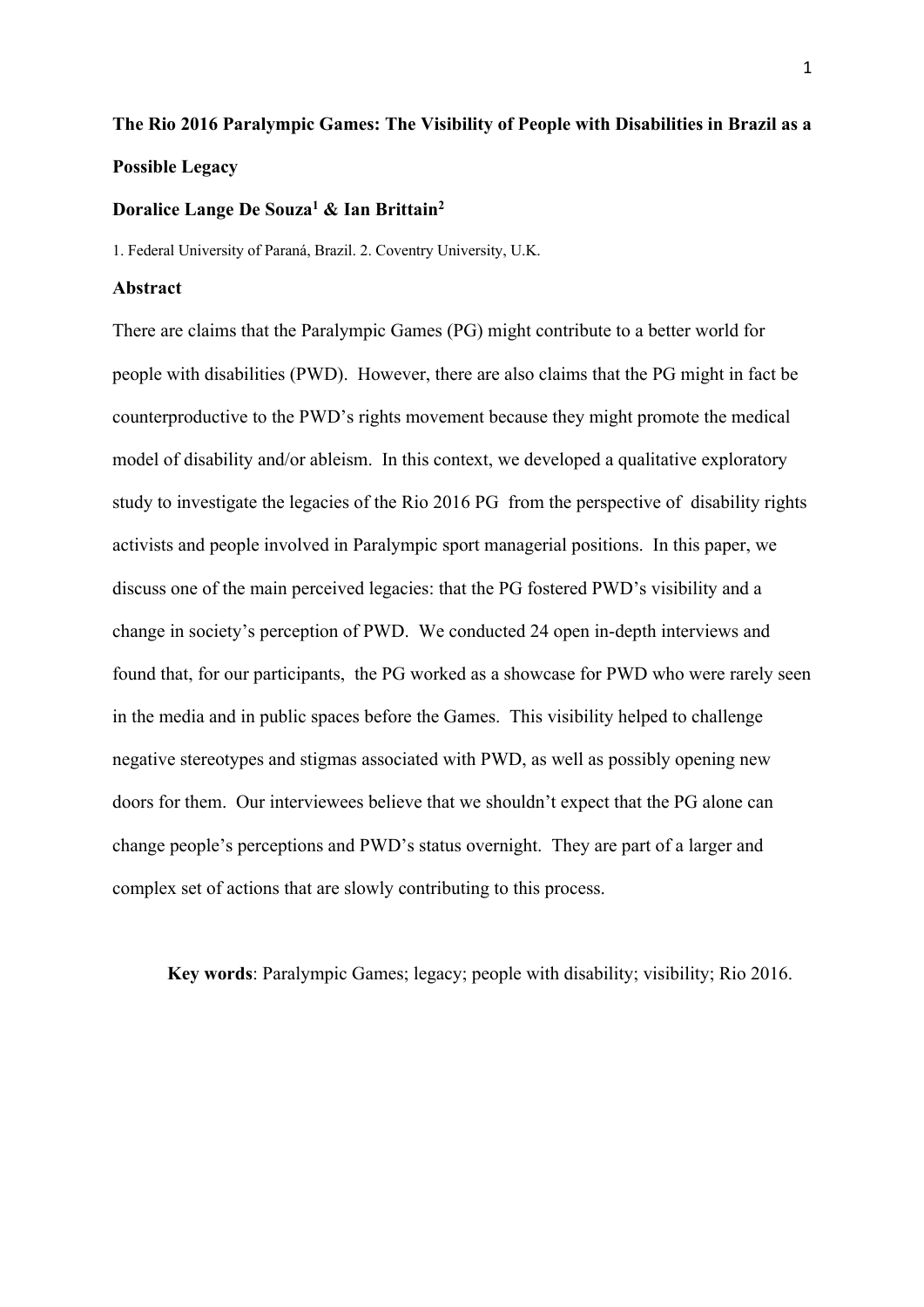**The Rio 2016 Paralympic Games: The Visibility of People with Disabilities in Brazil as a Possible Legacy**

**Doralice Lange De Souza[1] & Ian Brittain[2]**

1. Federal University of Paraná, Brazil. 2. Coventry University, U.K.

**Abstract**

There are claims that the Paralympic Games (PG) might contribute to a better world for people with disabilities (PWD). However, there are also claims that the PG might in fact be counterproductive to the PWD's rights movement because they might promote the medical model of disability and/or ableism. In this context, we developed a qualitative exploratory study to investigate the legacies of the Rio 2016 PG from the perspective of disability rights activists and people involved in Paralympic sport managerial positions. In this paper, we discuss one of the main perceived legacies: that the PG fostered PWD's visibility and a change in society's perception of PWD. We conducted 24 open in-depth interviews and found that, for our participants, the PG worked as a showcase for PWD who were rarely seen in the media and in public spaces before the Games. This visibility helped to challenge negative stereotypes and stigmas associated with PWD, as well as possibly opening new doors for them. Our interviewees believe that we shouldn't expect that the PG alone can change people's perceptions and PWD's status overnight. They are part of a larger and complex set of actions that are slowly contributing to this process.

**Key words**: Paralympic Games; legacy; people with disability; visibility; Rio 2016.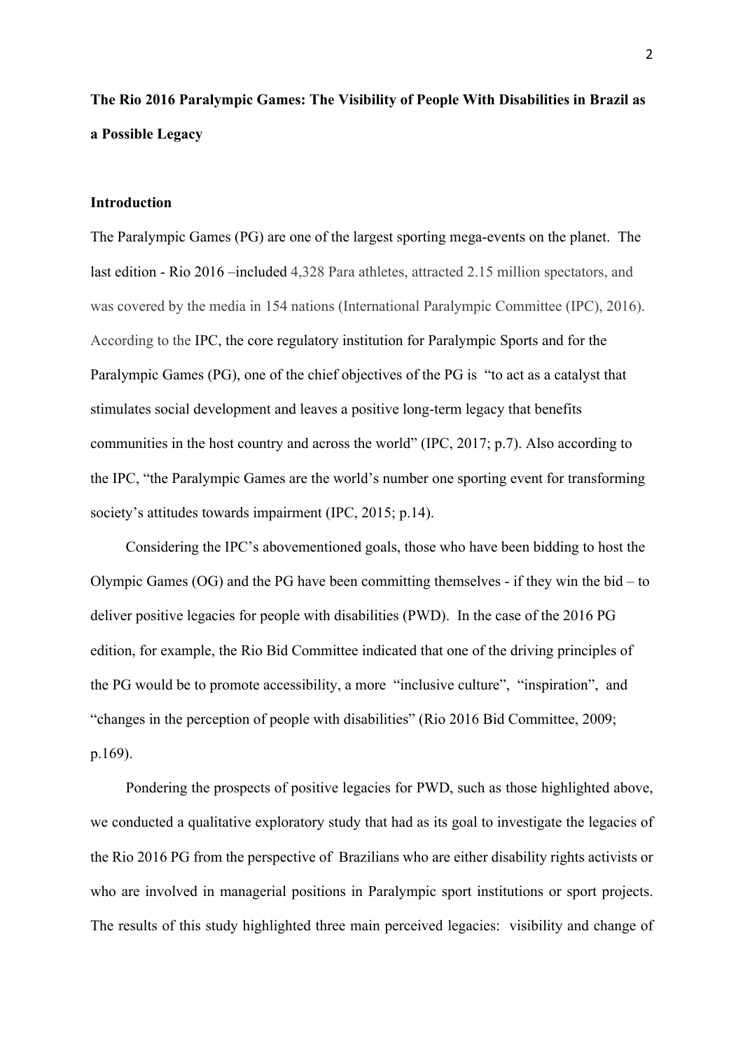**The Rio 2016 Paralympic Games: The Visibility of People With Disabilities in Brazil as a Possible Legacy**

**Introduction**

The Paralympic Games (PG) are one of the largest sporting mega-events on the planet. The last edition - Rio 2016 –included 4,328 Para athletes, attracted 2.15 million spectators, and was covered by the media in 154 nations (International Paralympic Committee (IPC), 2016). According to the IPC, the core regulatory institution for Paralympic Sports and for the Paralympic Games (PG), one of the chief objectives of the PG is "to act as a catalyst that stimulates social development and leaves a positive long-term legacy that benefits communities in the host country and across the world" (IPC, 2017; p.7). Also according to the IPC, "the Paralympic Games are the world's number one sporting event for transforming society's attitudes towards impairment (IPC, 2015; p.14).

Considering the IPC's abovementioned goals, those who have been bidding to host the Olympic Games (OG) and the PG have been committing themselves - if they win the bid – to deliver positive legacies for people with disabilities (PWD). In the case of the 2016 PG edition, for example, the Rio Bid Committee indicated that one of the driving principles of the PG would be to promote accessibility, a more "inclusive culture", "inspiration", and "changes in the perception of people with disabilities" (Rio 2016 Bid Committee, 2009; p.169).

Pondering the prospects of positive legacies for PWD, such as those highlighted above, we conducted a qualitative exploratory study that had as its goal to investigate the legacies of the Rio 2016 PG from the perspective of Brazilians who are either disability rights activists or who are involved in managerial positions in Paralympic sport institutions or sport projects. The results of this study highlighted three main perceived legacies: visibility and change of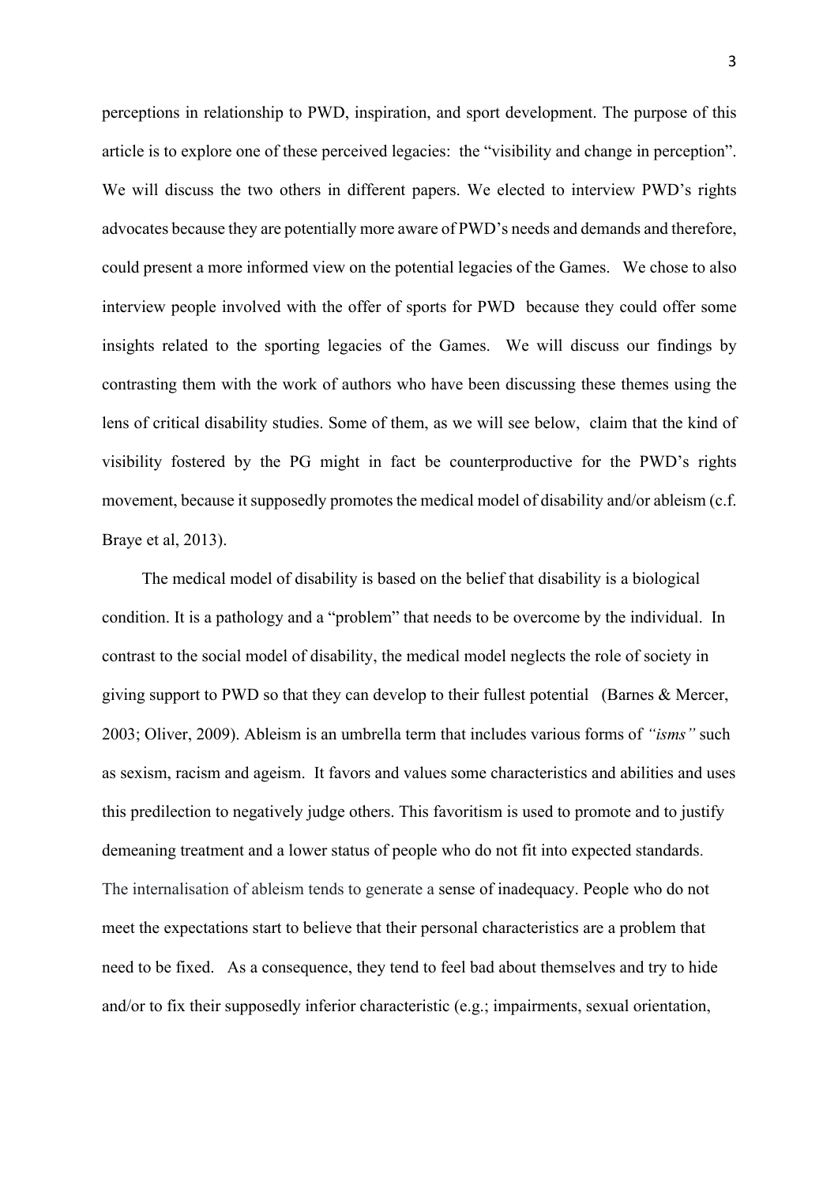perceptions in relationship to PWD, inspiration, and sport development. The purpose of this article is to explore one of these perceived legacies: the "visibility and change in perception". We will discuss the two others in different papers. We elected to interview PWD's rights advocates because they are potentially more aware of PWD's needs and demands and therefore, could present a more informed view on the potential legacies of the Games. We chose to also interview people involved with the offer of sports for PWD because they could offer some insights related to the sporting legacies of the Games. We will discuss our findings by contrasting them with the work of authors who have been discussing these themes using the lens of critical disability studies. Some of them, as we will see below, claim that the kind of visibility fostered by the PG might in fact be counterproductive for the PWD's rights movement, because it supposedly promotes the medical model of disability and/or ableism (c.f. Braye et al, 2013).

The medical model of disability is based on the belief that disability is a biological condition. It is a pathology and a "problem" that needs to be overcome by the individual. In contrast to the social model of disability, the medical model neglects the role of society in giving support to PWD so that they can develop to their fullest potential (Barnes & Mercer, 2003; Oliver, 2009). Ableism is an umbrella term that includes various forms of *"isms"* such as sexism, racism and ageism. It favors and values some characteristics and abilities and uses this predilection to negatively judge others. This favoritism is used to promote and to justify demeaning treatment and a lower status of people who do not fit into expected standards. The internalisation of ableism tends to generate a sense of inadequacy. People who do not meet the expectations start to believe that their personal characteristics are a problem that need to be fixed. As a consequence, they tend to feel bad about themselves and try to hide and/or to fix their supposedly inferior characteristic (e.g.; impairments, sexual orientation,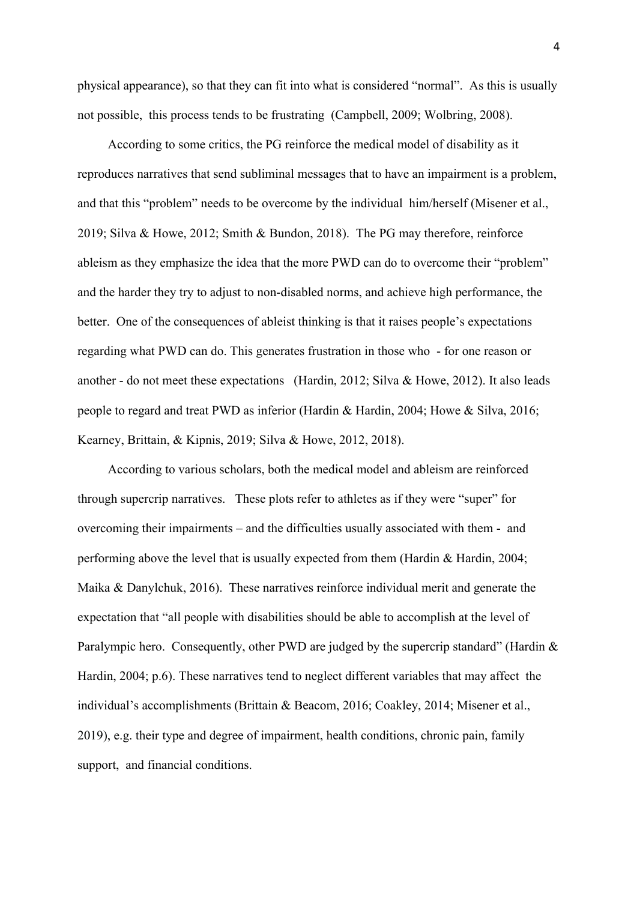physical appearance), so that they can fit into what is considered "normal". As this is usually not possible, this process tends to be frustrating (Campbell, 2009; Wolbring, 2008).

According to some critics, the PG reinforce the medical model of disability as it reproduces narratives that send subliminal messages that to have an impairment is a problem, and that this "problem" needs to be overcome by the individual him/herself (Misener et al., 2019; Silva & Howe, 2012; Smith & Bundon, 2018). The PG may therefore, reinforce ableism as they emphasize the idea that the more PWD can do to overcome their "problem" and the harder they try to adjust to non-disabled norms, and achieve high performance, the better. One of the consequences of ableist thinking is that it raises people's expectations regarding what PWD can do. This generates frustration in those who - for one reason or another - do not meet these expectations (Hardin, 2012; Silva & Howe, 2012). It also leads people to regard and treat PWD as inferior (Hardin & Hardin, 2004; Howe & Silva, 2016; Kearney, Brittain, & Kipnis, 2019; Silva & Howe, 2012, 2018).

According to various scholars, both the medical model and ableism are reinforced through supercrip narratives. These plots refer to athletes as if they were "super" for overcoming their impairments – and the difficulties usually associated with them - and performing above the level that is usually expected from them (Hardin & Hardin, 2004; Maika & Danylchuk, 2016). These narratives reinforce individual merit and generate the expectation that "all people with disabilities should be able to accomplish at the level of Paralympic hero. Consequently, other PWD are judged by the supercrip standard" (Hardin & Hardin, 2004; p.6). These narratives tend to neglect different variables that may affect the individual's accomplishments (Brittain & Beacom, 2016; Coakley, 2014; Misener et al., 2019), e.g. their type and degree of impairment, health conditions, chronic pain, family support, and financial conditions.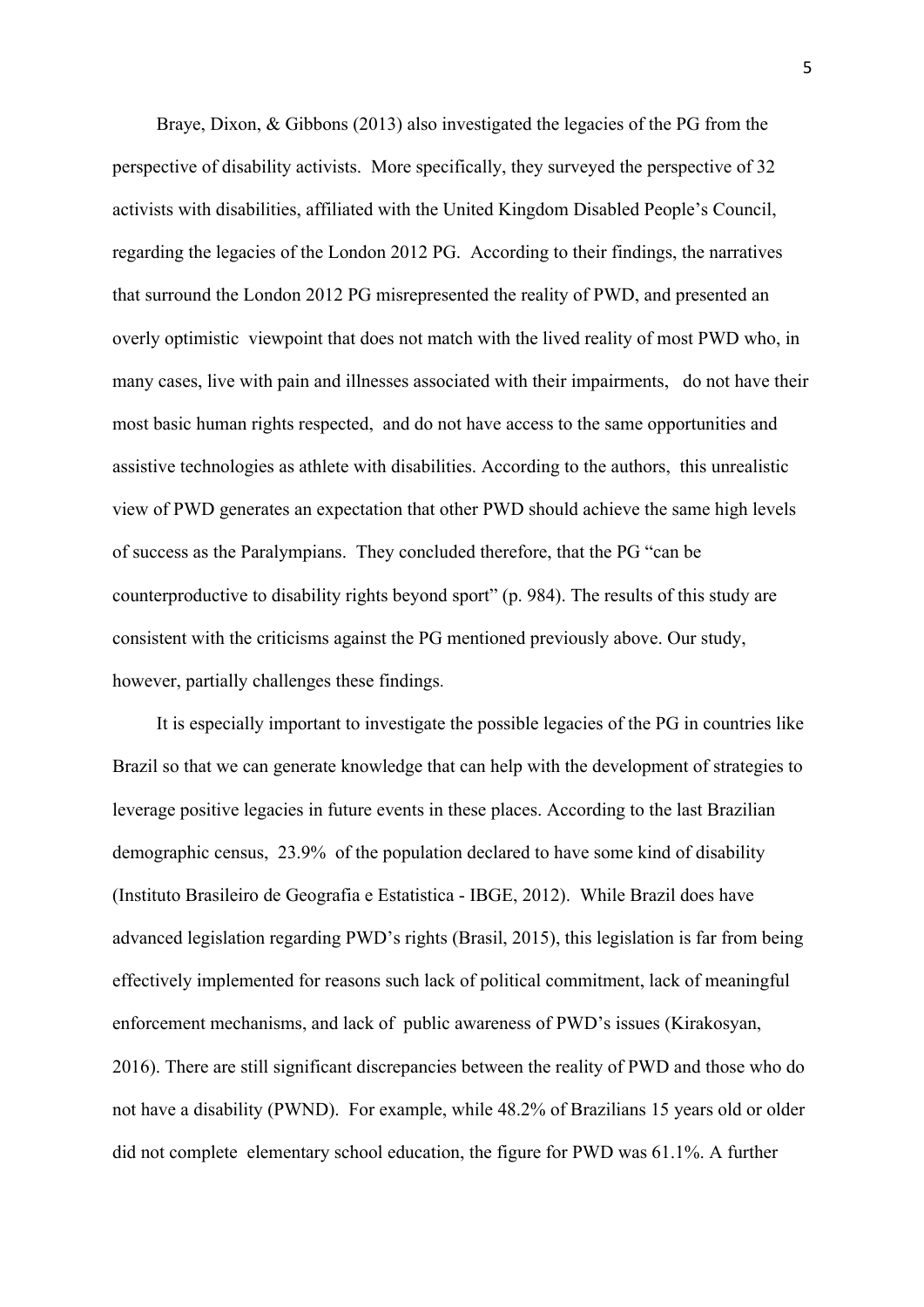Braye, Dixon, & Gibbons (2013) also investigated the legacies of the PG from the perspective of disability activists. More specifically, they surveyed the perspective of 32 activists with disabilities, affiliated with the United Kingdom Disabled People's Council, regarding the legacies of the London 2012 PG. According to their findings, the narratives that surround the London 2012 PG misrepresented the reality of PWD, and presented an overly optimistic viewpoint that does not match with the lived reality of most PWD who, in many cases, live with pain and illnesses associated with their impairments, do not have their most basic human rights respected, and do not have access to the same opportunities and assistive technologies as athlete with disabilities. According to the authors, this unrealistic view of PWD generates an expectation that other PWD should achieve the same high levels of success as the Paralympians. They concluded therefore, that the PG "can be counterproductive to disability rights beyond sport" (p. 984). The results of this study are consistent with the criticisms against the PG mentioned previously above. Our study, however, partially challenges these findings.

It is especially important to investigate the possible legacies of the PG in countries like Brazil so that we can generate knowledge that can help with the development of strategies to leverage positive legacies in future events in these places. According to the last Brazilian demographic census, 23.9% of the population declared to have some kind of disability (Instituto Brasileiro de Geografia e Estatistica - IBGE, 2012). While Brazil does have advanced legislation regarding PWD's rights (Brasil, 2015), this legislation is far from being effectively implemented for reasons such lack of political commitment, lack of meaningful enforcement mechanisms, and lack of public awareness of PWD's issues (Kirakosyan, 2016). There are still significant discrepancies between the reality of PWD and those who do not have a disability (PWND). For example, while 48.2% of Brazilians 15 years old or older did not complete elementary school education, the figure for PWD was 61.1%. A further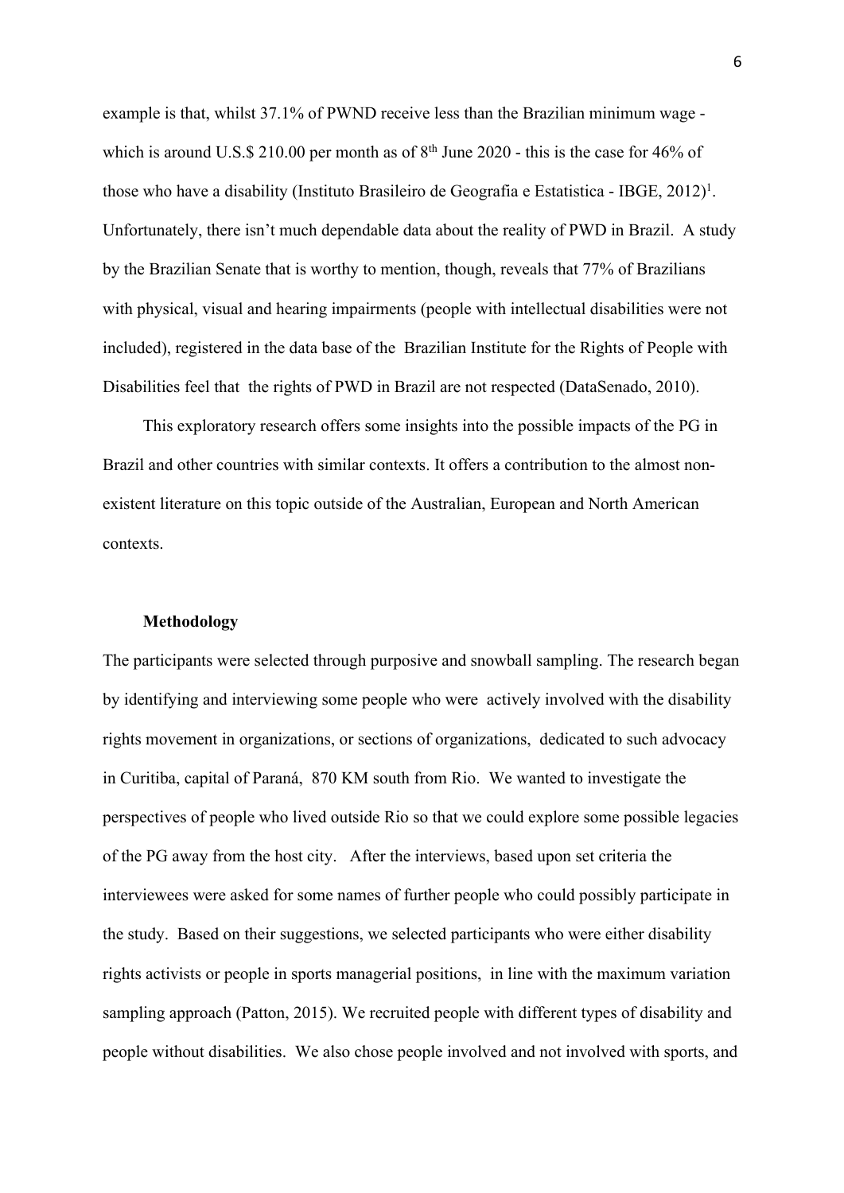example is that, whilst 37.1% of PWND receive less than the Brazilian minimum wage - which is around U.S.$ 210.00 per month as of 8th June 2020 - this is the case for 46% of those who have a disability (Instituto Brasileiro de Geografia e Estatistica - IBGE, 2012)[1]. Unfortunately, there isn't much dependable data about the reality of PWD in Brazil. A study by the Brazilian Senate that is worthy to mention, though, reveals that 77% of Brazilians with physical, visual and hearing impairments (people with intellectual disabilities were not included), registered in the data base of the Brazilian Institute for the Rights of People with Disabilities feel that the rights of PWD in Brazil are not respected (DataSenado, 2010).

This exploratory research offers some insights into the possible impacts of the PG in Brazil and other countries with similar contexts. It offers a contribution to the almost non-existent literature on this topic outside of the Australian, European and North American contexts.

## Methodology

The participants were selected through purposive and snowball sampling. The research began by identifying and interviewing some people who were actively involved with the disability rights movement in organizations, or sections of organizations, dedicated to such advocacy in Curitiba, capital of Paraná, 870 KM south from Rio. We wanted to investigate the perspectives of people who lived outside Rio so that we could explore some possible legacies of the PG away from the host city. After the interviews, based upon set criteria the interviewees were asked for some names of further people who could possibly participate in the study. Based on their suggestions, we selected participants who were either disability rights activists or people in sports managerial positions, in line with the maximum variation sampling approach (Patton, 2015). We recruited people with different types of disability and people without disabilities. We also chose people involved and not involved with sports, and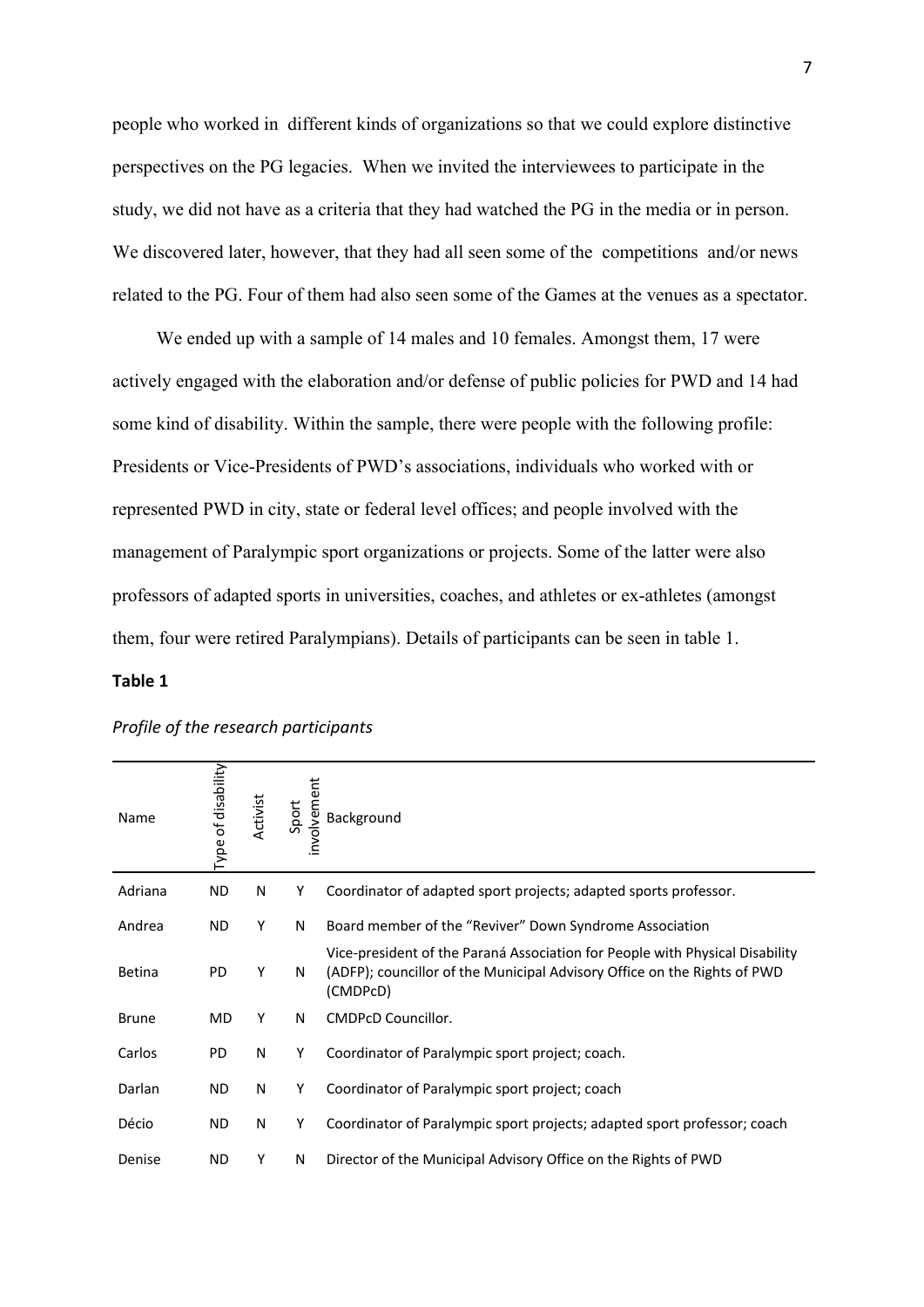people who worked in different kinds of organizations so that we could explore distinctive perspectives on the PG legacies. When we invited the interviewees to participate in the study, we did not have as a criteria that they had watched the PG in the media or in person. We discovered later, however, that they had all seen some of the competitions and/or news related to the PG. Four of them had also seen some of the Games at the venues as a spectator.

We ended up with a sample of 14 males and 10 females. Amongst them, 17 were actively engaged with the elaboration and/or defense of public policies for PWD and 14 had some kind of disability. Within the sample, there were people with the following profile: Presidents or Vice-Presidents of PWD's associations, individuals who worked with or represented PWD in city, state or federal level offices; and people involved with the management of Paralympic sport organizations or projects. Some of the latter were also professors of adapted sports in universities, coaches, and athletes or ex-athletes (amongst them, four were retired Paralympians). Details of participants can be seen in table 1.

**Table 1**

*Profile of the research participants*

| Name | Type of disability | Activist | Sport involvement | Background |
|---|---|---|---|---|
| Adriana | ND | N | Y | Coordinator of adapted sport projects; adapted sports professor. |
| Andrea | ND | Y | N | Board member of the "Reviver" Down Syndrome Association |
| Betina | PD | Y | N | Vice-president of the Paraná Association for People with Physical Disability (ADFP); councillor of the Municipal Advisory Office on the Rights of PWD (CMDPcD) |
| Brune | MD | Y | N | CMDPcD Councillor. |
| Carlos | PD | N | Y | Coordinator of Paralympic sport project; coach. |
| Darlan | ND | N | Y | Coordinator of Paralympic sport project; coach |
| Décio | ND | N | Y | Coordinator of Paralympic sport projects; adapted sport professor; coach |
| Denise | ND | Y | N | Director of the Municipal Advisory Office on the Rights of PWD |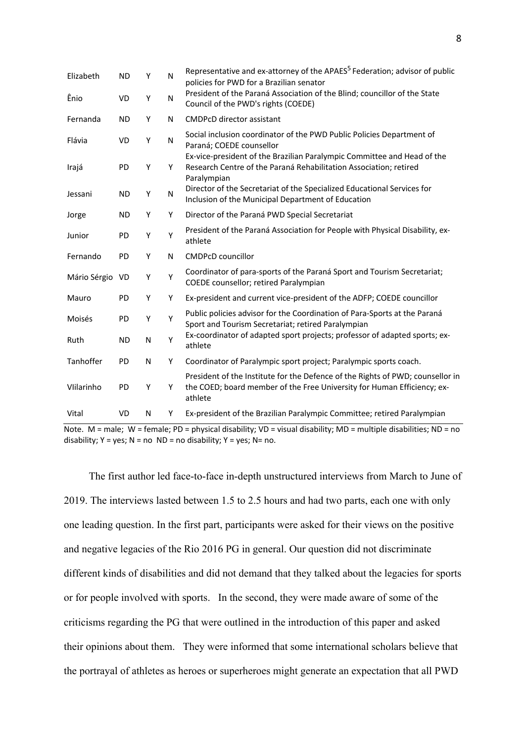| | | | | |
|---|---|---|---|---|
| Elizabeth | ND | Y | N | Representative and ex-attorney of the APAES[5] Federation; advisor of public policies for PWD for a Brazilian senator |
| Ênio | VD | Y | N | President of the Paraná Association of the Blind; councillor of the State Council of the PWD's rights (COEDE) |
| Fernanda | ND | Y | N | CMDPcD director assistant |
| Flávia | VD | Y | N | Social inclusion coordinator of the PWD Public Policies Department of Paraná; COEDE counsellor |
| Irajá | PD | Y | Y | Ex-vice-president of the Brazilian Paralympic Committee and Head of the Research Centre of the Paraná Rehabilitation Association; retired Paralympian |
| Jessani | ND | Y | N | Director of the Secretariat of the Specialized Educational Services for Inclusion of the Municipal Department of Education |
| Jorge | ND | Y | Y | Director of the Paraná PWD Special Secretariat |
| Junior | PD | Y | Y | President of the Paraná Association for People with Physical Disability, ex-athlete |
| Fernando | PD | Y | N | CMDPcD councillor |
| Mário Sérgio | VD | Y | Y | Coordinator of para-sports of the Paraná Sport and Tourism Secretariat; COEDE counsellor; retired Paralympian |
| Mauro | PD | Y | Y | Ex-president and current vice-president of the ADFP; COEDE councillor |
| Moisés | PD | Y | Y | Public policies advisor for the Coordination of Para-Sports at the Paraná Sport and Tourism Secretariat; retired Paralympian |
| Ruth | ND | N | Y | Ex-coordinator of adapted sport projects; professor of adapted sports; ex-athlete |
| Tanhoffer | PD | N | Y | Coordinator of Paralympic sport project; Paralympic sports coach. |
| Vlilarinho | PD | Y | Y | President of the Institute for the Defence of the Rights of PWD; counsellor in the COED; board member of the Free University for Human Efficiency; ex-athlete |
| Vital | VD | N | Y | Ex-president of the Brazilian Paralympic Committee; retired Paralympian |

Note. M = male; W = female; PD = physical disability; VD = visual disability; MD = multiple disabilities; ND = no disability; Y = yes; N = no ND = no disability; Y = yes; N= no.

The first author led face-to-face in-depth unstructured interviews from March to June of 2019. The interviews lasted between 1.5 to 2.5 hours and had two parts, each one with only one leading question. In the first part, participants were asked for their views on the positive and negative legacies of the Rio 2016 PG in general. Our question did not discriminate different kinds of disabilities and did not demand that they talked about the legacies for sports or for people involved with sports. In the second, they were made aware of some of the criticisms regarding the PG that were outlined in the introduction of this paper and asked their opinions about them. They were informed that some international scholars believe that the portrayal of athletes as heroes or superheroes might generate an expectation that all PWD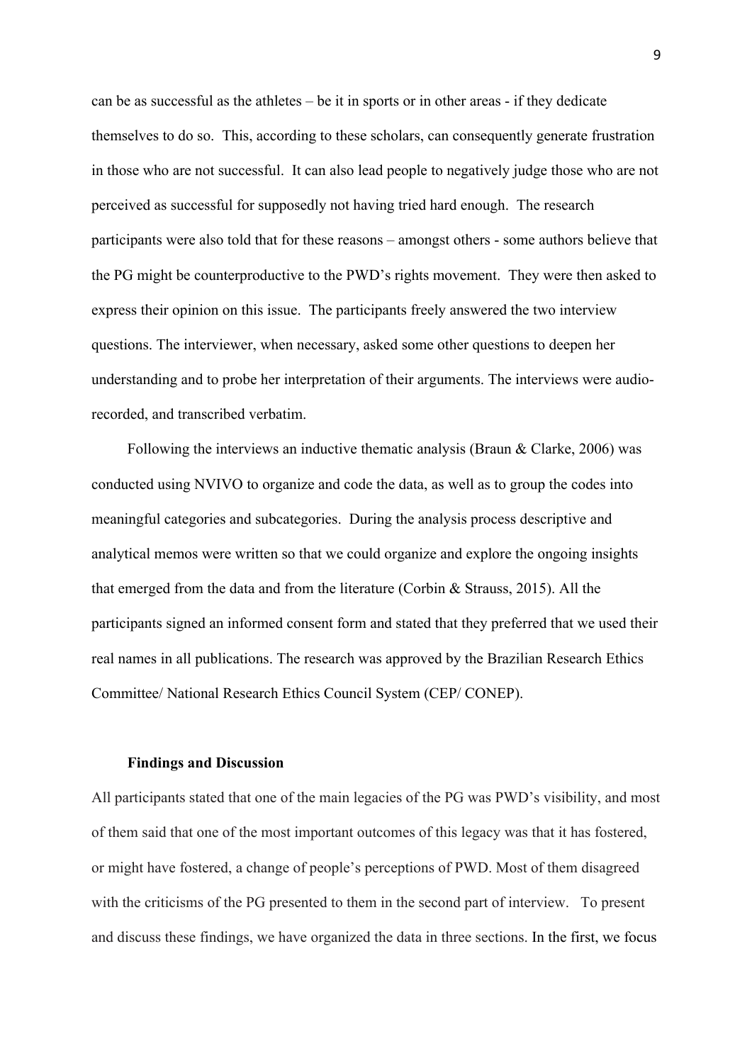can be as successful as the athletes – be it in sports or in other areas - if they dedicate themselves to do so. This, according to these scholars, can consequently generate frustration in those who are not successful. It can also lead people to negatively judge those who are not perceived as successful for supposedly not having tried hard enough. The research participants were also told that for these reasons – amongst others - some authors believe that the PG might be counterproductive to the PWD's rights movement. They were then asked to express their opinion on this issue. The participants freely answered the two interview questions. The interviewer, when necessary, asked some other questions to deepen her understanding and to probe her interpretation of their arguments. The interviews were audio-recorded, and transcribed verbatim.

Following the interviews an inductive thematic analysis (Braun & Clarke, 2006) was conducted using NVIVO to organize and code the data, as well as to group the codes into meaningful categories and subcategories. During the analysis process descriptive and analytical memos were written so that we could organize and explore the ongoing insights that emerged from the data and from the literature (Corbin & Strauss, 2015). All the participants signed an informed consent form and stated that they preferred that we used their real names in all publications. The research was approved by the Brazilian Research Ethics Committee/ National Research Ethics Council System (CEP/ CONEP).

## Findings and Discussion

All participants stated that one of the main legacies of the PG was PWD's visibility, and most of them said that one of the most important outcomes of this legacy was that it has fostered, or might have fostered, a change of people's perceptions of PWD. Most of them disagreed with the criticisms of the PG presented to them in the second part of interview. To present and discuss these findings, we have organized the data in three sections. In the first, we focus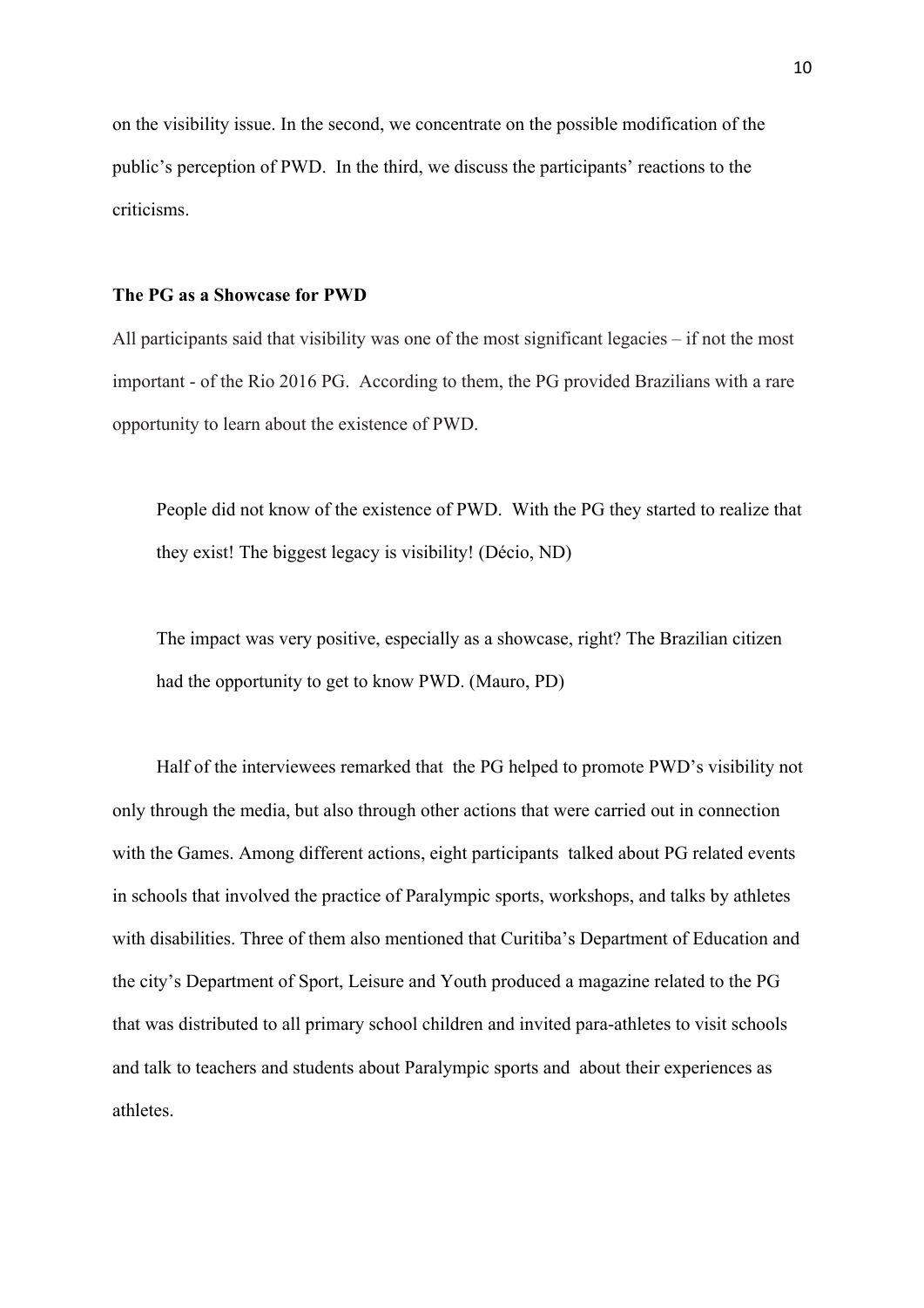on the visibility issue. In the second, we concentrate on the possible modification of the public's perception of PWD. In the third, we discuss the participants' reactions to the criticisms.

**The PG as a Showcase for PWD**

All participants said that visibility was one of the most significant legacies – if not the most important - of the Rio 2016 PG. According to them, the PG provided Brazilians with a rare opportunity to learn about the existence of PWD.

> People did not know of the existence of PWD. With the PG they started to realize that they exist! The biggest legacy is visibility! (Décio, ND)

> The impact was very positive, especially as a showcase, right? The Brazilian citizen had the opportunity to get to know PWD. (Mauro, PD)

Half of the interviewees remarked that the PG helped to promote PWD's visibility not only through the media, but also through other actions that were carried out in connection with the Games. Among different actions, eight participants talked about PG related events in schools that involved the practice of Paralympic sports, workshops, and talks by athletes with disabilities. Three of them also mentioned that Curitiba's Department of Education and the city's Department of Sport, Leisure and Youth produced a magazine related to the PG that was distributed to all primary school children and invited para-athletes to visit schools and talk to teachers and students about Paralympic sports and about their experiences as athletes.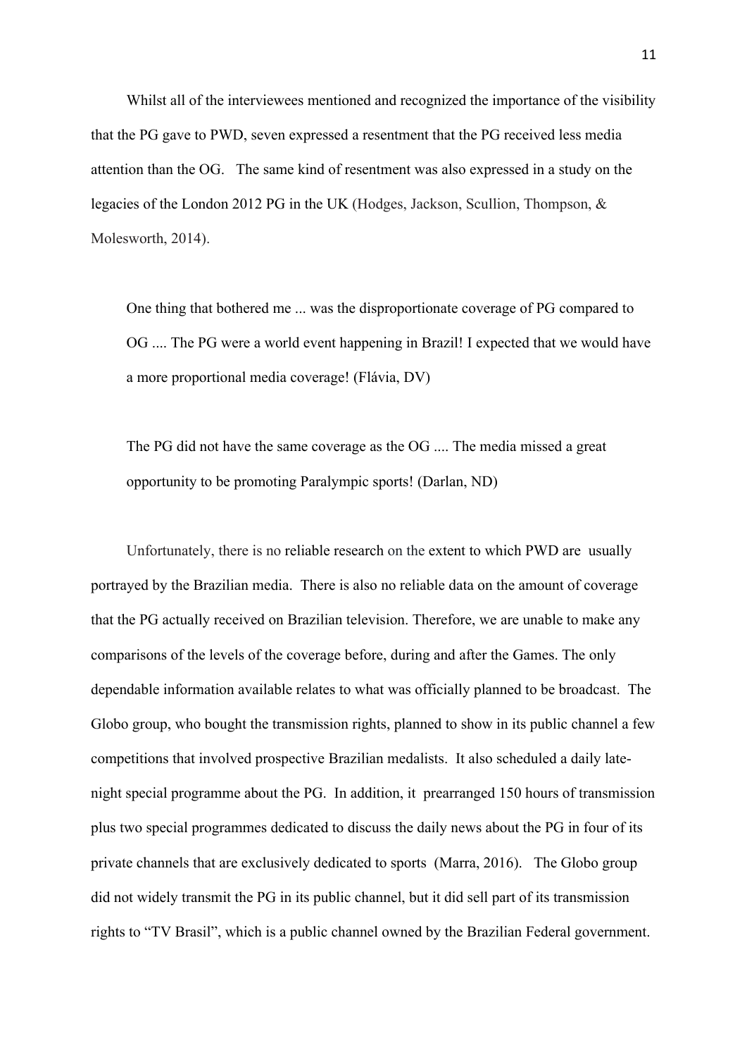Whilst all of the interviewees mentioned and recognized the importance of the visibility that the PG gave to PWD, seven expressed a resentment that the PG received less media attention than the OG. The same kind of resentment was also expressed in a study on the legacies of the London 2012 PG in the UK (Hodges, Jackson, Scullion, Thompson, & Molesworth, 2014).

> One thing that bothered me ... was the disproportionate coverage of PG compared to OG .... The PG were a world event happening in Brazil! I expected that we would have a more proportional media coverage! (Flávia, DV)

> The PG did not have the same coverage as the OG .... The media missed a great opportunity to be promoting Paralympic sports! (Darlan, ND)

Unfortunately, there is no reliable research on the extent to which PWD are usually portrayed by the Brazilian media. There is also no reliable data on the amount of coverage that the PG actually received on Brazilian television. Therefore, we are unable to make any comparisons of the levels of the coverage before, during and after the Games. The only dependable information available relates to what was officially planned to be broadcast. The Globo group, who bought the transmission rights, planned to show in its public channel a few competitions that involved prospective Brazilian medalists. It also scheduled a daily late-night special programme about the PG. In addition, it prearranged 150 hours of transmission plus two special programmes dedicated to discuss the daily news about the PG in four of its private channels that are exclusively dedicated to sports (Marra, 2016). The Globo group did not widely transmit the PG in its public channel, but it did sell part of its transmission rights to "TV Brasil", which is a public channel owned by the Brazilian Federal government.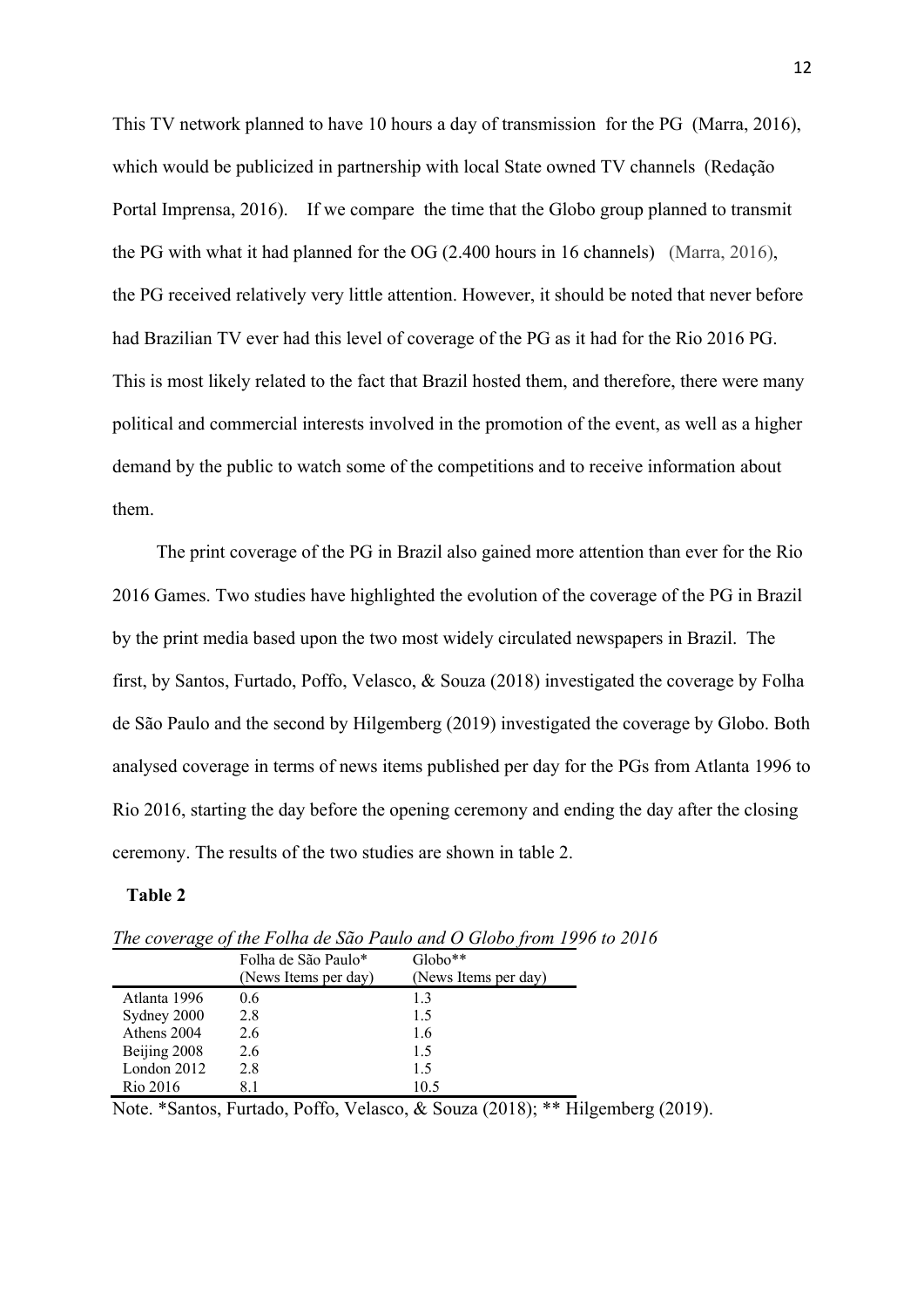This TV network planned to have 10 hours a day of transmission for the PG (Marra, 2016), which would be publicized in partnership with local State owned TV channels (Redação Portal Imprensa, 2016). If we compare the time that the Globo group planned to transmit the PG with what it had planned for the OG (2.400 hours in 16 channels) (Marra, 2016), the PG received relatively very little attention. However, it should be noted that never before had Brazilian TV ever had this level of coverage of the PG as it had for the Rio 2016 PG. This is most likely related to the fact that Brazil hosted them, and therefore, there were many political and commercial interests involved in the promotion of the event, as well as a higher demand by the public to watch some of the competitions and to receive information about them.

The print coverage of the PG in Brazil also gained more attention than ever for the Rio 2016 Games. Two studies have highlighted the evolution of the coverage of the PG in Brazil by the print media based upon the two most widely circulated newspapers in Brazil. The first, by Santos, Furtado, Poffo, Velasco, & Souza (2018) investigated the coverage by Folha de São Paulo and the second by Hilgemberg (2019) investigated the coverage by Globo. Both analysed coverage in terms of news items published per day for the PGs from Atlanta 1996 to Rio 2016, starting the day before the opening ceremony and ending the day after the closing ceremony. The results of the two studies are shown in table 2.

**Table 2**

*The coverage of the Folha de São Paulo and O Globo from 1996 to 2016*

| | Folha de São Paulo* (News Items per day) | Globo** (News Items per day) |
|---|---|---|
| Atlanta 1996 | 0.6 | 1.3 |
| Sydney 2000 | 2.8 | 1.5 |
| Athens 2004 | 2.6 | 1.6 |
| Beijing 2008 | 2.6 | 1.5 |
| London 2012 | 2.8 | 1.5 |
| Rio 2016 | 8.1 | 10.5 |

Note. *Santos, Furtado, Poffo, Velasco, & Souza (2018); ** Hilgemberg (2019).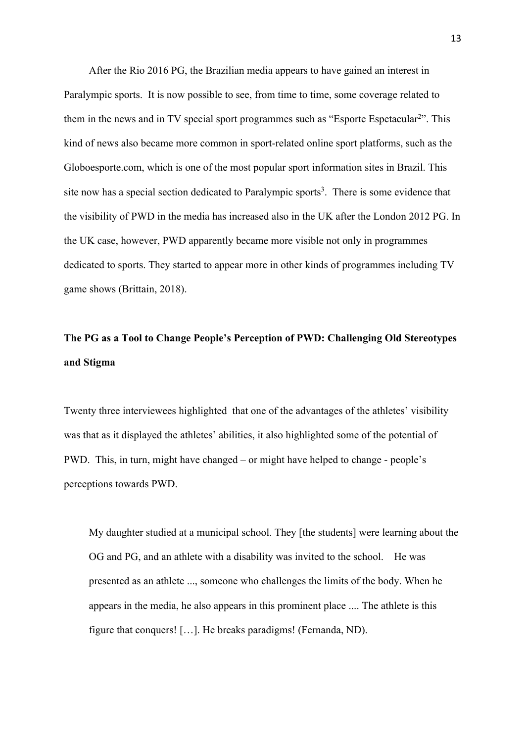After the Rio 2016 PG, the Brazilian media appears to have gained an interest in Paralympic sports. It is now possible to see, from time to time, some coverage related to them in the news and in TV special sport programmes such as "Esporte Espetacular[2]". This kind of news also became more common in sport-related online sport platforms, such as the Globoesporte.com, which is one of the most popular sport information sites in Brazil. This site now has a special section dedicated to Paralympic sports[3]. There is some evidence that the visibility of PWD in the media has increased also in the UK after the London 2012 PG. In the UK case, however, PWD apparently became more visible not only in programmes dedicated to sports. They started to appear more in other kinds of programmes including TV game shows (Brittain, 2018).

## The PG as a Tool to Change People's Perception of PWD: Challenging Old Stereotypes and Stigma

Twenty three interviewees highlighted that one of the advantages of the athletes' visibility was that as it displayed the athletes' abilities, it also highlighted some of the potential of PWD. This, in turn, might have changed – or might have helped to change - people's perceptions towards PWD.

> My daughter studied at a municipal school. They [the students] were learning about the OG and PG, and an athlete with a disability was invited to the school. He was presented as an athlete ..., someone who challenges the limits of the body. When he appears in the media, he also appears in this prominent place .... The athlete is this figure that conquers! […]. He breaks paradigms! (Fernanda, ND).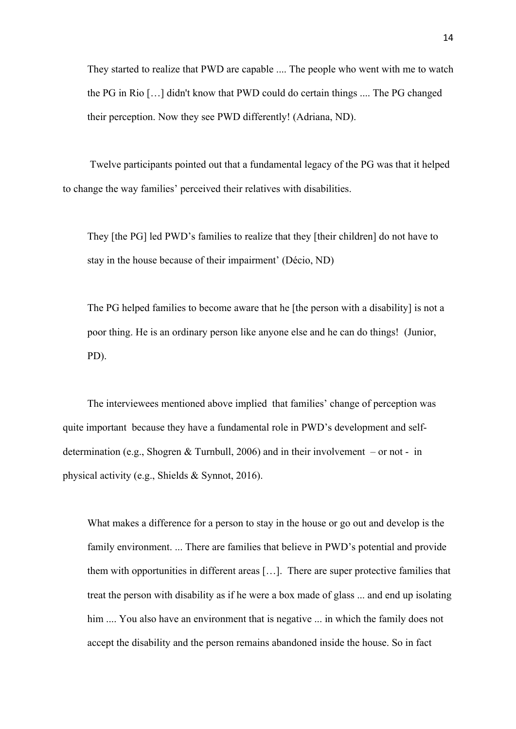> They started to realize that PWD are capable .... The people who went with me to watch the PG in Rio [...] didn't know that PWD could do certain things .... The PG changed their perception. Now they see PWD differently! (Adriana, ND).

Twelve participants pointed out that a fundamental legacy of the PG was that it helped to change the way families' perceived their relatives with disabilities.

> They [the PG] led PWD's families to realize that they [their children] do not have to stay in the house because of their impairment' (Décio, ND)

> The PG helped families to become aware that he [the person with a disability] is not a poor thing. He is an ordinary person like anyone else and he can do things! (Junior, PD).

The interviewees mentioned above implied that families' change of perception was quite important because they have a fundamental role in PWD's development and self-determination (e.g., Shogren & Turnbull, 2006) and in their involvement – or not - in physical activity (e.g., Shields & Synnot, 2016).

> What makes a difference for a person to stay in the house or go out and develop is the family environment. ... There are families that believe in PWD's potential and provide them with opportunities in different areas [...]. There are super protective families that treat the person with disability as if he were a box made of glass ... and end up isolating him .... You also have an environment that is negative ... in which the family does not accept the disability and the person remains abandoned inside the house. So in fact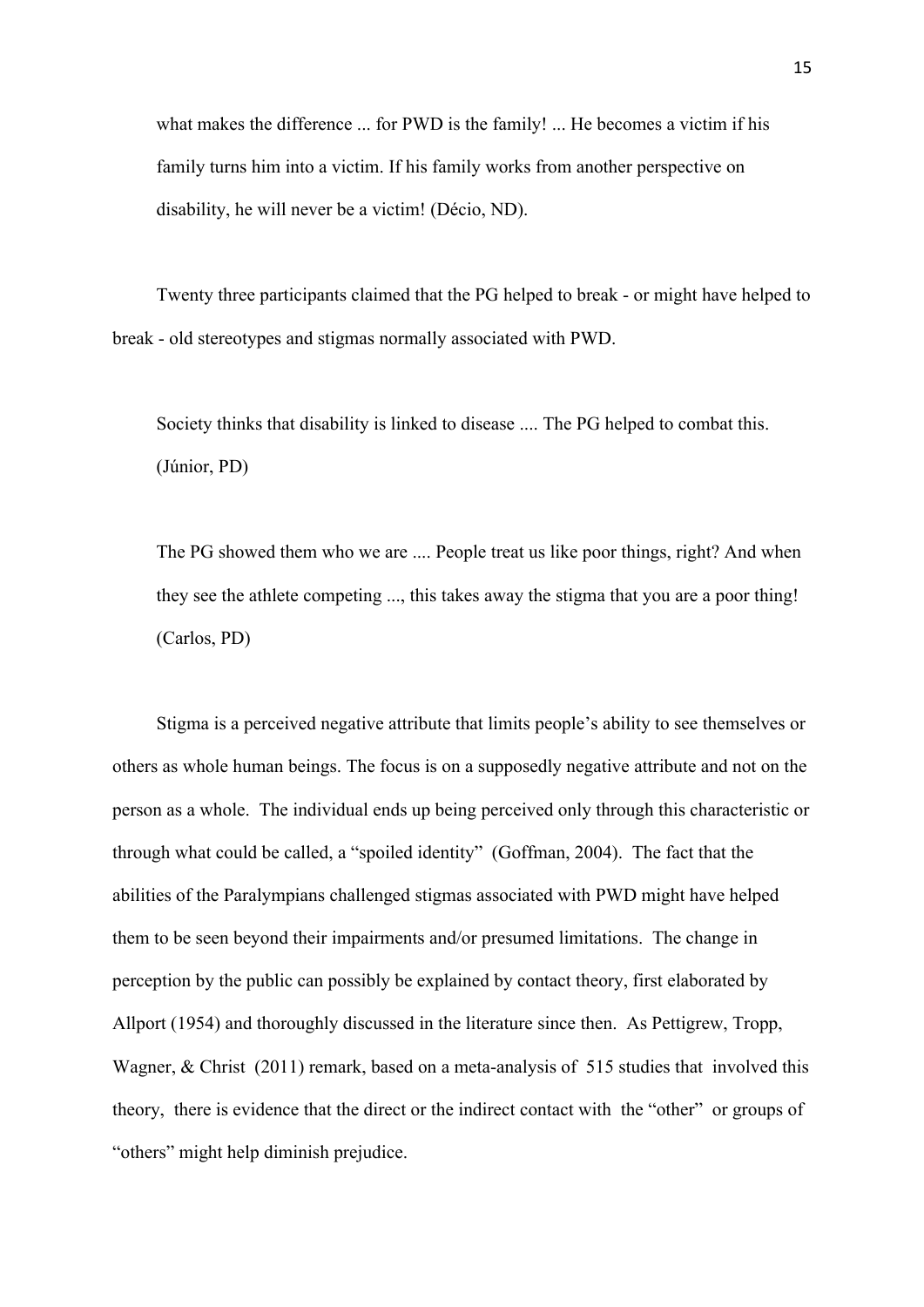> what makes the difference ... for PWD is the family! ... He becomes a victim if his family turns him into a victim. If his family works from another perspective on disability, he will never be a victim! (Décio, ND).

Twenty three participants claimed that the PG helped to break - or might have helped to break - old stereotypes and stigmas normally associated with PWD.

> Society thinks that disability is linked to disease .... The PG helped to combat this. (Júnior, PD)

> The PG showed them who we are .... People treat us like poor things, right? And when they see the athlete competing ..., this takes away the stigma that you are a poor thing! (Carlos, PD)

Stigma is a perceived negative attribute that limits people's ability to see themselves or others as whole human beings. The focus is on a supposedly negative attribute and not on the person as a whole. The individual ends up being perceived only through this characteristic or through what could be called, a "spoiled identity" (Goffman, 2004). The fact that the abilities of the Paralympians challenged stigmas associated with PWD might have helped them to be seen beyond their impairments and/or presumed limitations. The change in perception by the public can possibly be explained by contact theory, first elaborated by Allport (1954) and thoroughly discussed in the literature since then. As Pettigrew, Tropp, Wagner, & Christ (2011) remark, based on a meta-analysis of 515 studies that involved this theory, there is evidence that the direct or the indirect contact with the "other" or groups of "others" might help diminish prejudice.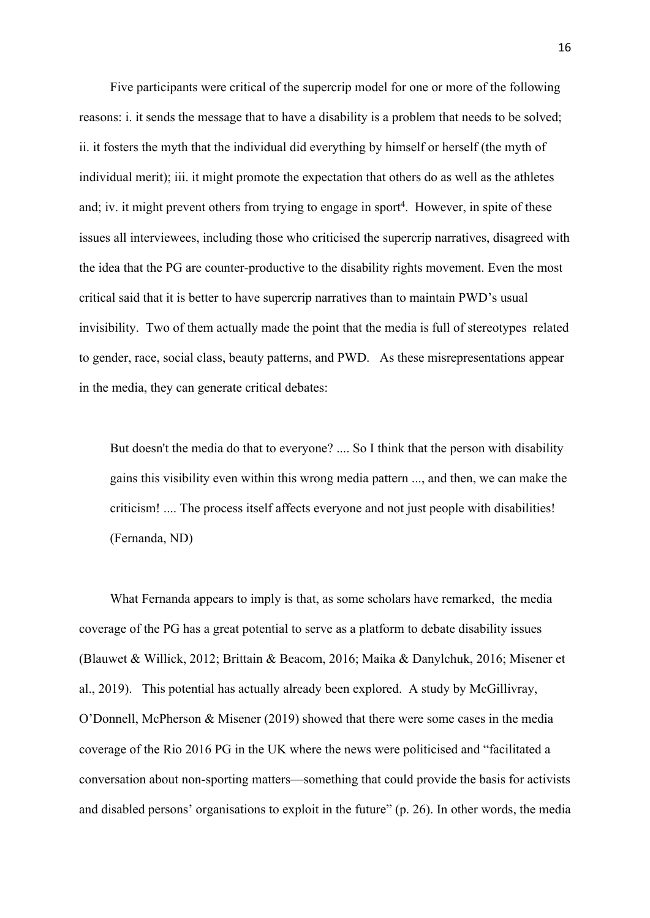Five participants were critical of the supercrip model for one or more of the following reasons: i. it sends the message that to have a disability is a problem that needs to be solved; ii. it fosters the myth that the individual did everything by himself or herself (the myth of individual merit); iii. it might promote the expectation that others do as well as the athletes and; iv. it might prevent others from trying to engage in sport[4]. However, in spite of these issues all interviewees, including those who criticised the supercrip narratives, disagreed with the idea that the PG are counter-productive to the disability rights movement. Even the most critical said that it is better to have supercrip narratives than to maintain PWD's usual invisibility. Two of them actually made the point that the media is full of stereotypes related to gender, race, social class, beauty patterns, and PWD. As these misrepresentations appear in the media, they can generate critical debates:

> But doesn't the media do that to everyone? .... So I think that the person with disability gains this visibility even within this wrong media pattern ..., and then, we can make the criticism! .... The process itself affects everyone and not just people with disabilities! (Fernanda, ND)

What Fernanda appears to imply is that, as some scholars have remarked, the media coverage of the PG has a great potential to serve as a platform to debate disability issues (Blauwet & Willick, 2012; Brittain & Beacom, 2016; Maika & Danylchuk, 2016; Misener et al., 2019). This potential has actually already been explored. A study by McGillivray, O'Donnell, McPherson & Misener (2019) showed that there were some cases in the media coverage of the Rio 2016 PG in the UK where the news were politicised and "facilitated a conversation about non-sporting matters—something that could provide the basis for activists and disabled persons' organisations to exploit in the future" (p. 26). In other words, the media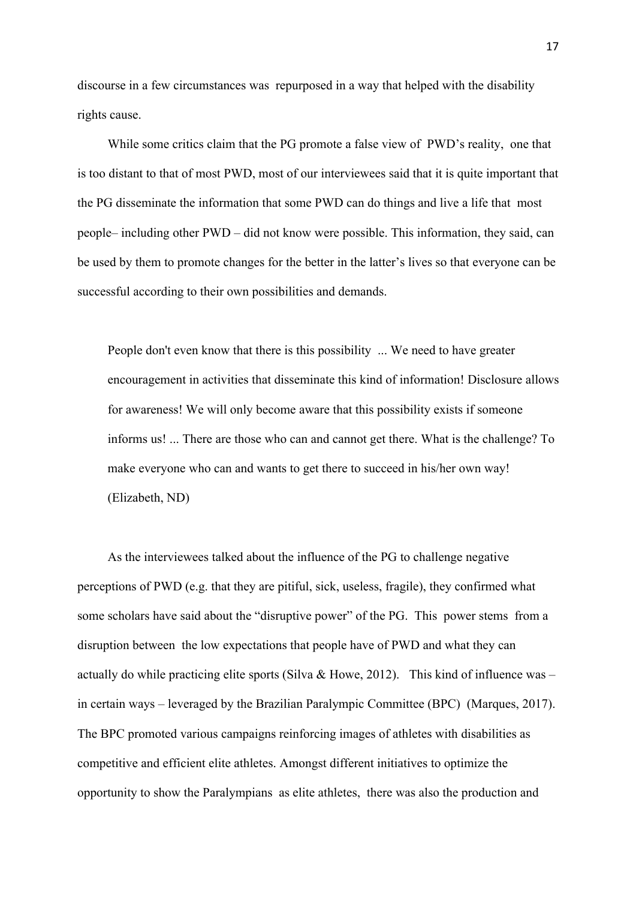discourse in a few circumstances was repurposed in a way that helped with the disability rights cause.

While some critics claim that the PG promote a false view of PWD's reality, one that is too distant to that of most PWD, most of our interviewees said that it is quite important that the PG disseminate the information that some PWD can do things and live a life that most people– including other PWD – did not know were possible. This information, they said, can be used by them to promote changes for the better in the latter's lives so that everyone can be successful according to their own possibilities and demands.

> People don't even know that there is this possibility ... We need to have greater encouragement in activities that disseminate this kind of information! Disclosure allows for awareness! We will only become aware that this possibility exists if someone informs us! ... There are those who can and cannot get there. What is the challenge? To make everyone who can and wants to get there to succeed in his/her own way! (Elizabeth, ND)

As the interviewees talked about the influence of the PG to challenge negative perceptions of PWD (e.g. that they are pitiful, sick, useless, fragile), they confirmed what some scholars have said about the "disruptive power" of the PG. This power stems from a disruption between the low expectations that people have of PWD and what they can actually do while practicing elite sports (Silva & Howe, 2012). This kind of influence was – in certain ways – leveraged by the Brazilian Paralympic Committee (BPC) (Marques, 2017). The BPC promoted various campaigns reinforcing images of athletes with disabilities as competitive and efficient elite athletes. Amongst different initiatives to optimize the opportunity to show the Paralympians as elite athletes, there was also the production and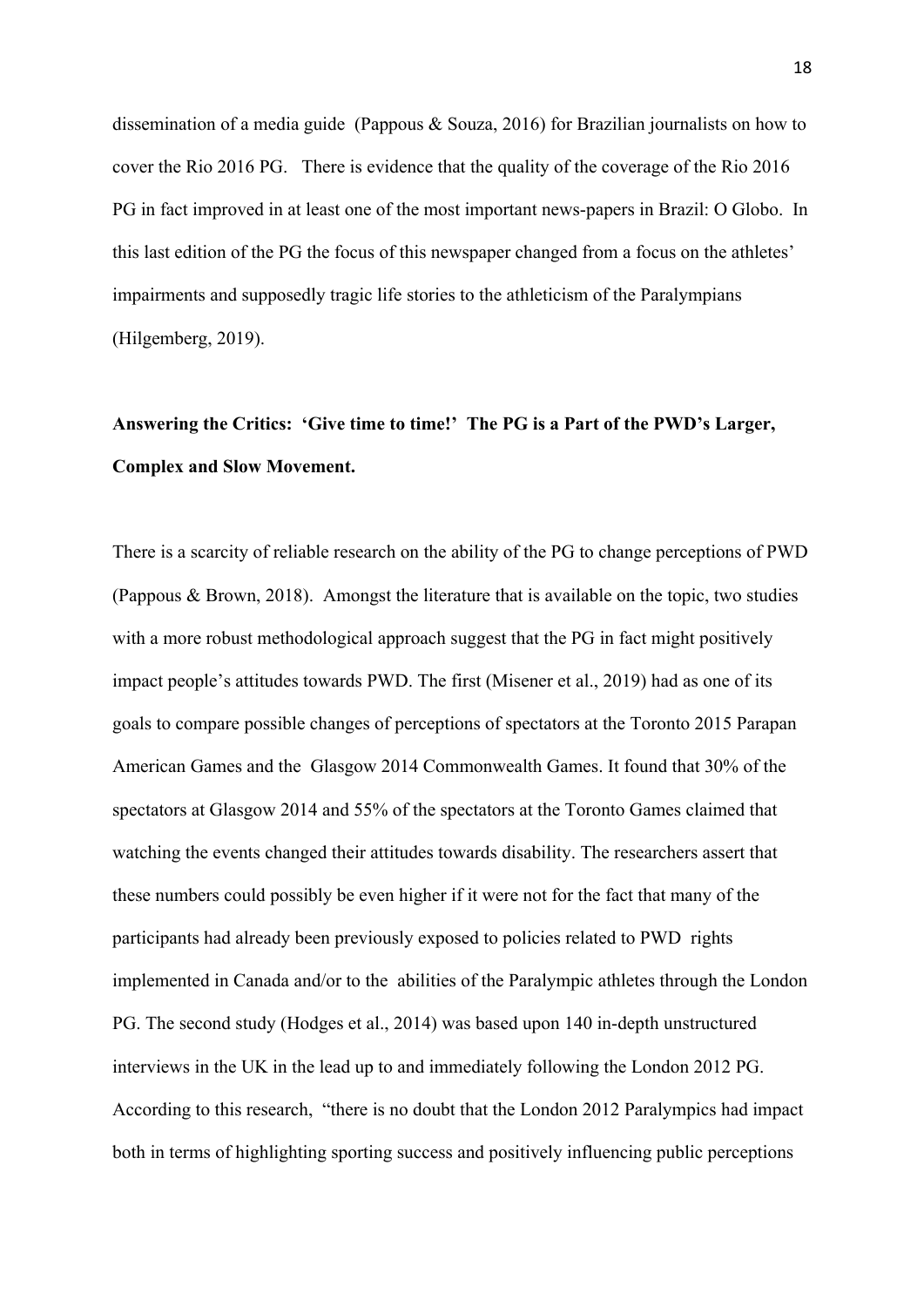dissemination of a media guide (Pappous & Souza, 2016) for Brazilian journalists on how to cover the Rio 2016 PG. There is evidence that the quality of the coverage of the Rio 2016 PG in fact improved in at least one of the most important news-papers in Brazil: O Globo. In this last edition of the PG the focus of this newspaper changed from a focus on the athletes' impairments and supposedly tragic life stories to the athleticism of the Paralympians (Hilgemberg, 2019).

**Answering the Critics: 'Give time to time!' The PG is a Part of the PWD's Larger, Complex and Slow Movement.**

There is a scarcity of reliable research on the ability of the PG to change perceptions of PWD (Pappous & Brown, 2018). Amongst the literature that is available on the topic, two studies with a more robust methodological approach suggest that the PG in fact might positively impact people's attitudes towards PWD. The first (Misener et al., 2019) had as one of its goals to compare possible changes of perceptions of spectators at the Toronto 2015 Parapan American Games and the Glasgow 2014 Commonwealth Games. It found that 30% of the spectators at Glasgow 2014 and 55% of the spectators at the Toronto Games claimed that watching the events changed their attitudes towards disability. The researchers assert that these numbers could possibly be even higher if it were not for the fact that many of the participants had already been previously exposed to policies related to PWD rights implemented in Canada and/or to the abilities of the Paralympic athletes through the London PG. The second study (Hodges et al., 2014) was based upon 140 in-depth unstructured interviews in the UK in the lead up to and immediately following the London 2012 PG. According to this research, "there is no doubt that the London 2012 Paralympics had impact both in terms of highlighting sporting success and positively influencing public perceptions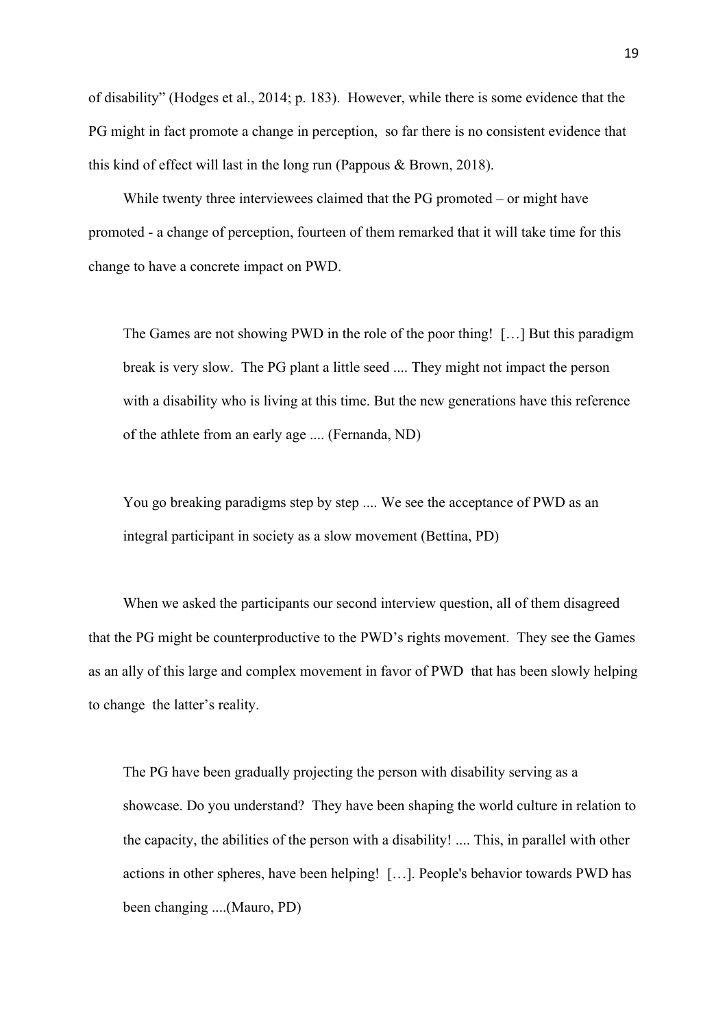of disability" (Hodges et al., 2014; p. 183). However, while there is some evidence that the PG might in fact promote a change in perception, so far there is no consistent evidence that this kind of effect will last in the long run (Pappous & Brown, 2018).

While twenty three interviewees claimed that the PG promoted – or might have promoted - a change of perception, fourteen of them remarked that it will take time for this change to have a concrete impact on PWD.

> The Games are not showing PWD in the role of the poor thing! […] But this paradigm break is very slow. The PG plant a little seed .... They might not impact the person with a disability who is living at this time. But the new generations have this reference of the athlete from an early age .... (Fernanda, ND)

> You go breaking paradigms step by step .... We see the acceptance of PWD as an integral participant in society as a slow movement (Bettina, PD)

When we asked the participants our second interview question, all of them disagreed that the PG might be counterproductive to the PWD's rights movement. They see the Games as an ally of this large and complex movement in favor of PWD that has been slowly helping to change the latter's reality.

> The PG have been gradually projecting the person with disability serving as a showcase. Do you understand? They have been shaping the world culture in relation to the capacity, the abilities of the person with a disability! .... This, in parallel with other actions in other spheres, have been helping! […]. People's behavior towards PWD has been changing ....(Mauro, PD)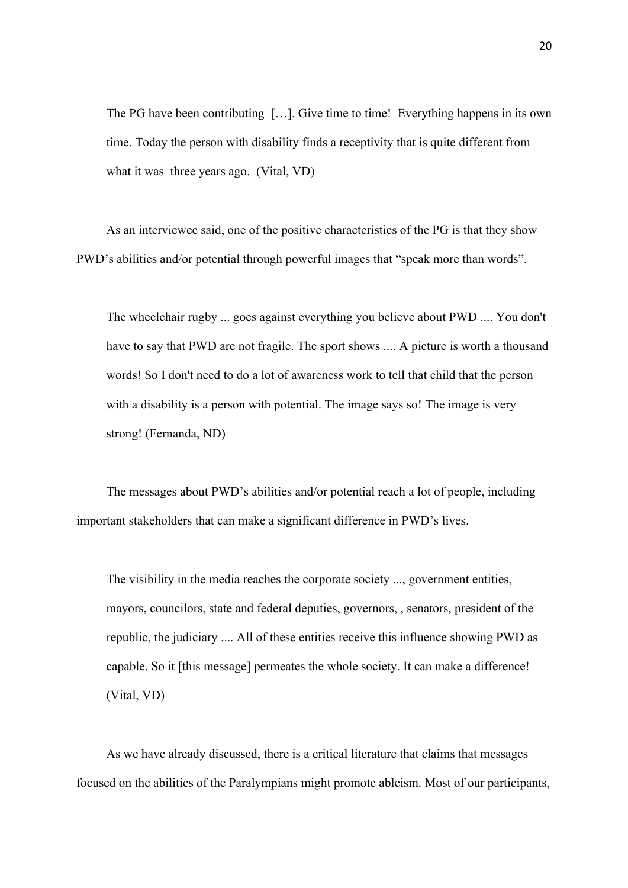> The PG have been contributing […]. Give time to time! Everything happens in its own time. Today the person with disability finds a receptivity that is quite different from what it was three years ago. (Vital, VD)

As an interviewee said, one of the positive characteristics of the PG is that they show PWD's abilities and/or potential through powerful images that "speak more than words".

> The wheelchair rugby ... goes against everything you believe about PWD .... You don't have to say that PWD are not fragile. The sport shows .... A picture is worth a thousand words! So I don't need to do a lot of awareness work to tell that child that the person with a disability is a person with potential. The image says so! The image is very strong! (Fernanda, ND)

The messages about PWD's abilities and/or potential reach a lot of people, including important stakeholders that can make a significant difference in PWD's lives.

> The visibility in the media reaches the corporate society ..., government entities, mayors, councilors, state and federal deputies, governors, , senators, president of the republic, the judiciary .... All of these entities receive this influence showing PWD as capable. So it [this message] permeates the whole society. It can make a difference! (Vital, VD)

As we have already discussed, there is a critical literature that claims that messages focused on the abilities of the Paralympians might promote ableism. Most of our participants,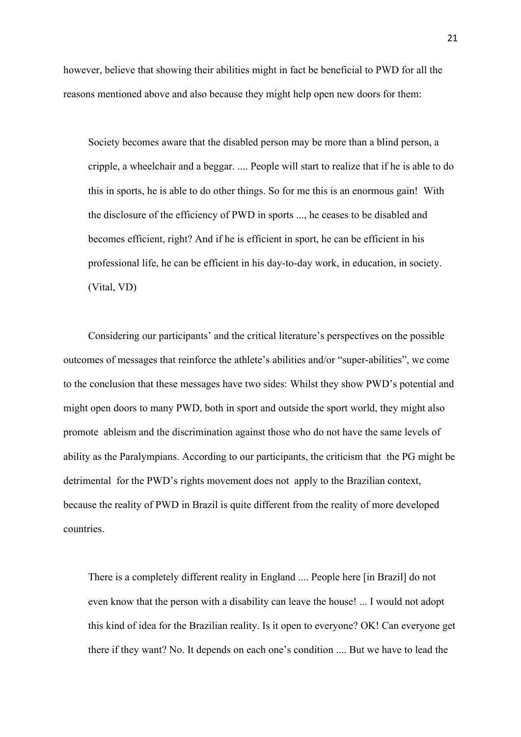however, believe that showing their abilities might in fact be beneficial to PWD for all the reasons mentioned above and also because they might help open new doors for them:

> Society becomes aware that the disabled person may be more than a blind person, a cripple, a wheelchair and a beggar. .... People will start to realize that if he is able to do this in sports, he is able to do other things. So for me this is an enormous gain! With the disclosure of the efficiency of PWD in sports ..., he ceases to be disabled and becomes efficient, right? And if he is efficient in sport, he can be efficient in his professional life, he can be efficient in his day-to-day work, in education, in society. (Vital, VD)

Considering our participants' and the critical literature's perspectives on the possible outcomes of messages that reinforce the athlete's abilities and/or "super-abilities", we come to the conclusion that these messages have two sides: Whilst they show PWD's potential and might open doors to many PWD, both in sport and outside the sport world, they might also promote ableism and the discrimination against those who do not have the same levels of ability as the Paralympians. According to our participants, the criticism that the PG might be detrimental for the PWD's rights movement does not apply to the Brazilian context, because the reality of PWD in Brazil is quite different from the reality of more developed countries.

> There is a completely different reality in England .... People here [in Brazil] do not even know that the person with a disability can leave the house! ... I would not adopt this kind of idea for the Brazilian reality. Is it open to everyone? OK! Can everyone get there if they want? No. It depends on each one's condition .... But we have to lead the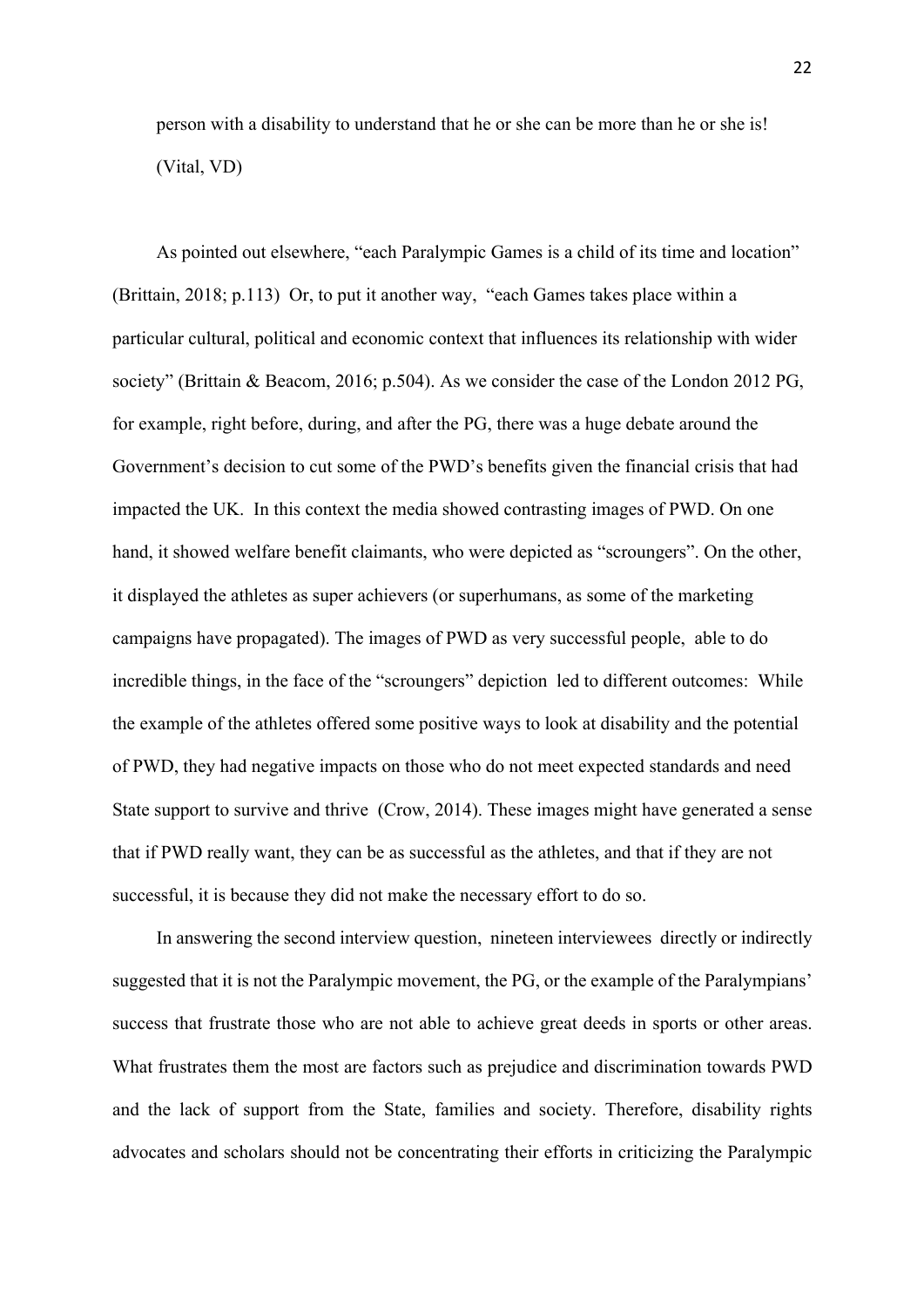person with a disability to understand that he or she can be more than he or she is! (Vital, VD)

As pointed out elsewhere, "each Paralympic Games is a child of its time and location" (Brittain, 2018; p.113) Or, to put it another way, "each Games takes place within a particular cultural, political and economic context that influences its relationship with wider society" (Brittain & Beacom, 2016; p.504). As we consider the case of the London 2012 PG, for example, right before, during, and after the PG, there was a huge debate around the Government's decision to cut some of the PWD's benefits given the financial crisis that had impacted the UK. In this context the media showed contrasting images of PWD. On one hand, it showed welfare benefit claimants, who were depicted as "scroungers". On the other, it displayed the athletes as super achievers (or superhumans, as some of the marketing campaigns have propagated). The images of PWD as very successful people, able to do incredible things, in the face of the "scroungers" depiction led to different outcomes: While the example of the athletes offered some positive ways to look at disability and the potential of PWD, they had negative impacts on those who do not meet expected standards and need State support to survive and thrive (Crow, 2014). These images might have generated a sense that if PWD really want, they can be as successful as the athletes, and that if they are not successful, it is because they did not make the necessary effort to do so.

In answering the second interview question, nineteen interviewees directly or indirectly suggested that it is not the Paralympic movement, the PG, or the example of the Paralympians' success that frustrate those who are not able to achieve great deeds in sports or other areas. What frustrates them the most are factors such as prejudice and discrimination towards PWD and the lack of support from the State, families and society. Therefore, disability rights advocates and scholars should not be concentrating their efforts in criticizing the Paralympic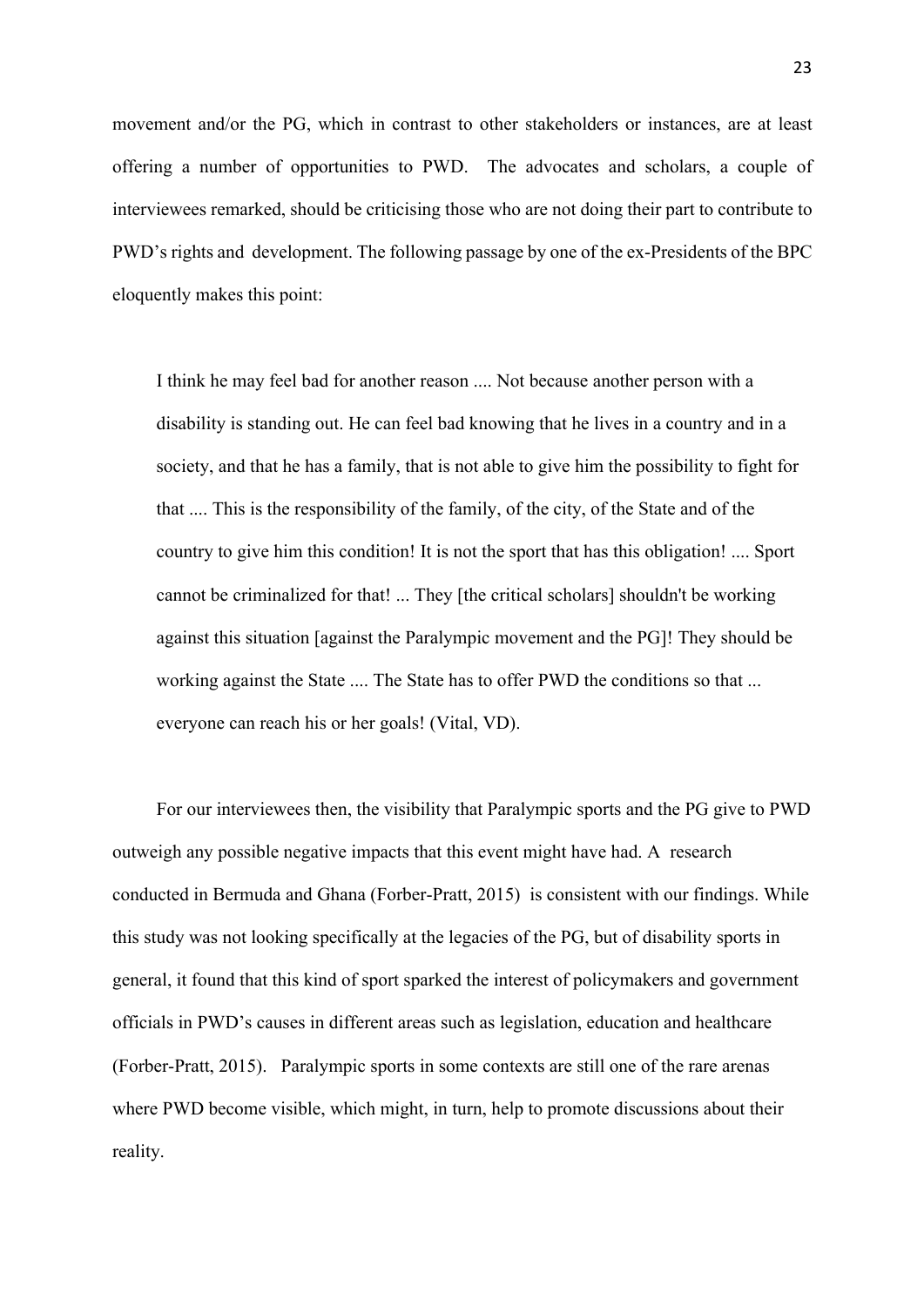movement and/or the PG, which in contrast to other stakeholders or instances, are at least offering a number of opportunities to PWD. The advocates and scholars, a couple of interviewees remarked, should be criticising those who are not doing their part to contribute to PWD's rights and development. The following passage by one of the ex-Presidents of the BPC eloquently makes this point:

> I think he may feel bad for another reason .... Not because another person with a disability is standing out. He can feel bad knowing that he lives in a country and in a society, and that he has a family, that is not able to give him the possibility to fight for that .... This is the responsibility of the family, of the city, of the State and of the country to give him this condition! It is not the sport that has this obligation! .... Sport cannot be criminalized for that! ... They [the critical scholars] shouldn't be working against this situation [against the Paralympic movement and the PG]! They should be working against the State .... The State has to offer PWD the conditions so that ... everyone can reach his or her goals! (Vital, VD).

For our interviewees then, the visibility that Paralympic sports and the PG give to PWD outweigh any possible negative impacts that this event might have had. A research conducted in Bermuda and Ghana (Forber-Pratt, 2015) is consistent with our findings. While this study was not looking specifically at the legacies of the PG, but of disability sports in general, it found that this kind of sport sparked the interest of policymakers and government officials in PWD's causes in different areas such as legislation, education and healthcare (Forber-Pratt, 2015). Paralympic sports in some contexts are still one of the rare arenas where PWD become visible, which might, in turn, help to promote discussions about their reality.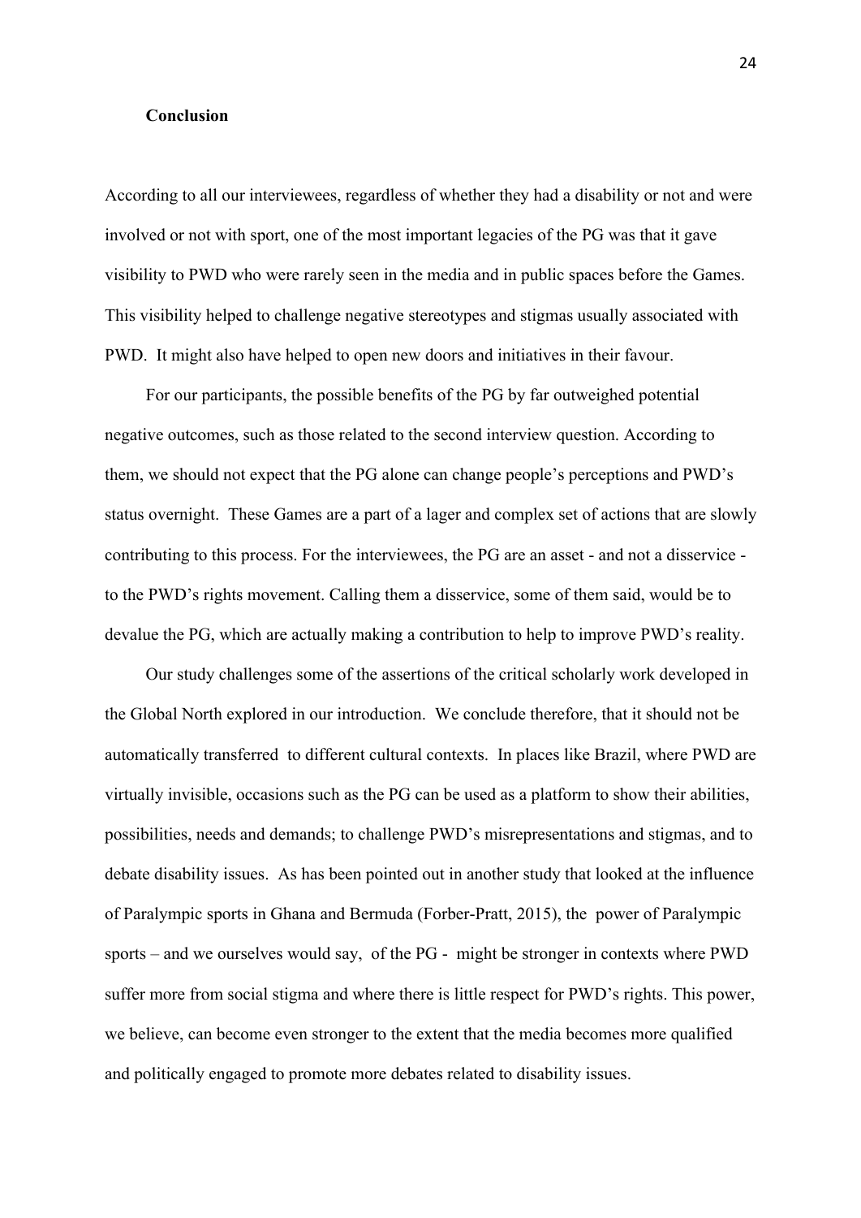**Conclusion**

According to all our interviewees, regardless of whether they had a disability or not and were involved or not with sport, one of the most important legacies of the PG was that it gave visibility to PWD who were rarely seen in the media and in public spaces before the Games. This visibility helped to challenge negative stereotypes and stigmas usually associated with PWD. It might also have helped to open new doors and initiatives in their favour.

For our participants, the possible benefits of the PG by far outweighed potential negative outcomes, such as those related to the second interview question. According to them, we should not expect that the PG alone can change people's perceptions and PWD's status overnight. These Games are a part of a lager and complex set of actions that are slowly contributing to this process. For the interviewees, the PG are an asset - and not a disservice - to the PWD's rights movement. Calling them a disservice, some of them said, would be to devalue the PG, which are actually making a contribution to help to improve PWD's reality.

Our study challenges some of the assertions of the critical scholarly work developed in the Global North explored in our introduction. We conclude therefore, that it should not be automatically transferred to different cultural contexts. In places like Brazil, where PWD are virtually invisible, occasions such as the PG can be used as a platform to show their abilities, possibilities, needs and demands; to challenge PWD's misrepresentations and stigmas, and to debate disability issues. As has been pointed out in another study that looked at the influence of Paralympic sports in Ghana and Bermuda (Forber-Pratt, 2015), the power of Paralympic sports – and we ourselves would say, of the PG - might be stronger in contexts where PWD suffer more from social stigma and where there is little respect for PWD's rights. This power, we believe, can become even stronger to the extent that the media becomes more qualified and politically engaged to promote more debates related to disability issues.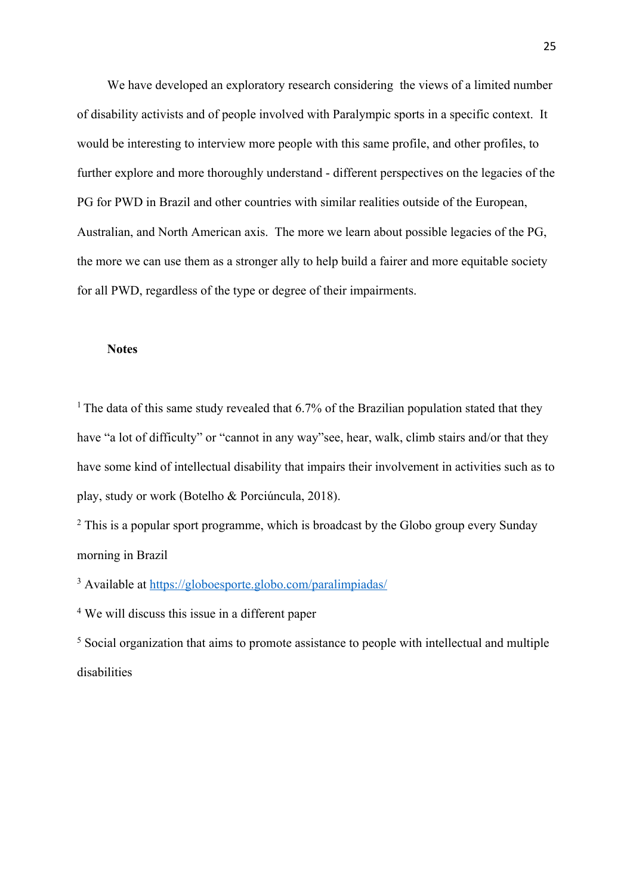We have developed an exploratory research considering the views of a limited number of disability activists and of people involved with Paralympic sports in a specific context. It would be interesting to interview more people with this same profile, and other profiles, to further explore and more thoroughly understand - different perspectives on the legacies of the PG for PWD in Brazil and other countries with similar realities outside of the European, Australian, and North American axis. The more we learn about possible legacies of the PG, the more we can use them as a stronger ally to help build a fairer and more equitable society for all PWD, regardless of the type or degree of their impairments.

**Notes**

[1] The data of this same study revealed that 6.7% of the Brazilian population stated that they have "a lot of difficulty" or "cannot in any way"see, hear, walk, climb stairs and/or that they have some kind of intellectual disability that impairs their involvement in activities such as to play, study or work (Botelho & Porciúncula, 2018).

[2] This is a popular sport programme, which is broadcast by the Globo group every Sunday morning in Brazil

[3] Available at https://globoesporte.globo.com/paralimpiadas/

[4] We will discuss this issue in a different paper

[5] Social organization that aims to promote assistance to people with intellectual and multiple disabilities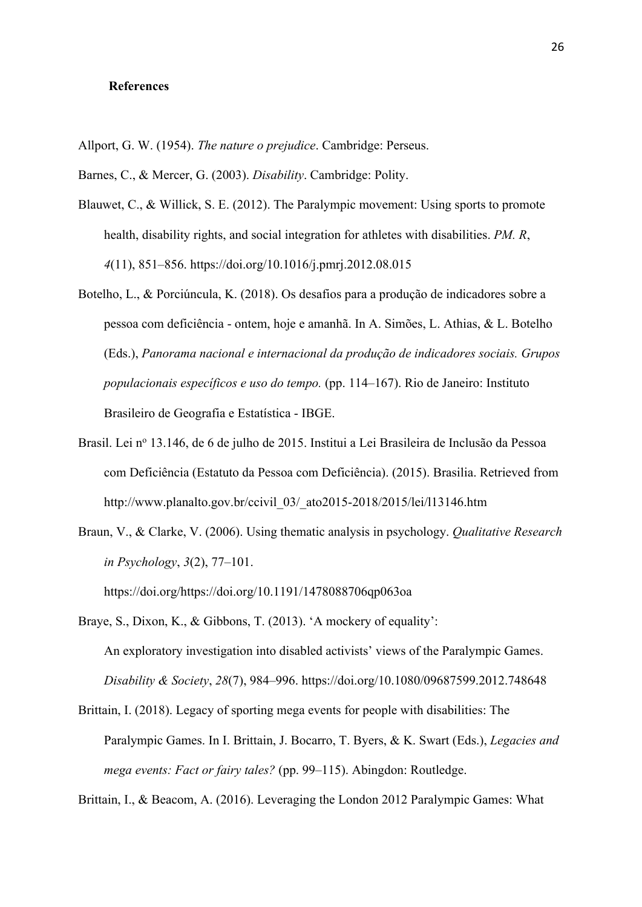## References

Allport, G. W. (1954). *The nature o prejudice*. Cambridge: Perseus.

Barnes, C., & Mercer, G. (2003). *Disability*. Cambridge: Polity.

Blauwet, C., & Willick, S. E. (2012). The Paralympic movement: Using sports to promote health, disability rights, and social integration for athletes with disabilities. *PM. R*, *4*(11), 851–856. https://doi.org/10.1016/j.pmrj.2012.08.015

Botelho, L., & Porciúncula, K. (2018). Os desafios para a produção de indicadores sobre a pessoa com deficiência - ontem, hoje e amanhã. In A. Simões, L. Athias, & L. Botelho (Eds.), *Panorama nacional e internacional da produção de indicadores sociais. Grupos populacionais específicos e uso do tempo.* (pp. 114–167). Rio de Janeiro: Instituto Brasileiro de Geografia e Estatística - IBGE.

Brasil. Lei nº 13.146, de 6 de julho de 2015. Institui a Lei Brasileira de Inclusão da Pessoa com Deficiência (Estatuto da Pessoa com Deficiência). (2015). Brasilia. Retrieved from http://www.planalto.gov.br/ccivil_03/_ato2015-2018/2015/lei/l13146.htm

Braun, V., & Clarke, V. (2006). Using thematic analysis in psychology. *Qualitative Research in Psychology*, *3*(2), 77–101. https://doi.org/https://doi.org/10.1191/1478088706qp063oa

Braye, S., Dixon, K., & Gibbons, T. (2013). 'A mockery of equality': An exploratory investigation into disabled activists' views of the Paralympic Games. *Disability & Society*, *28*(7), 984–996. https://doi.org/10.1080/09687599.2012.748648

Brittain, I. (2018). Legacy of sporting mega events for people with disabilities: The Paralympic Games. In I. Brittain, J. Bocarro, T. Byers, & K. Swart (Eds.), *Legacies and mega events: Fact or fairy tales?* (pp. 99–115). Abingdon: Routledge.

Brittain, I., & Beacom, A. (2016). Leveraging the London 2012 Paralympic Games: What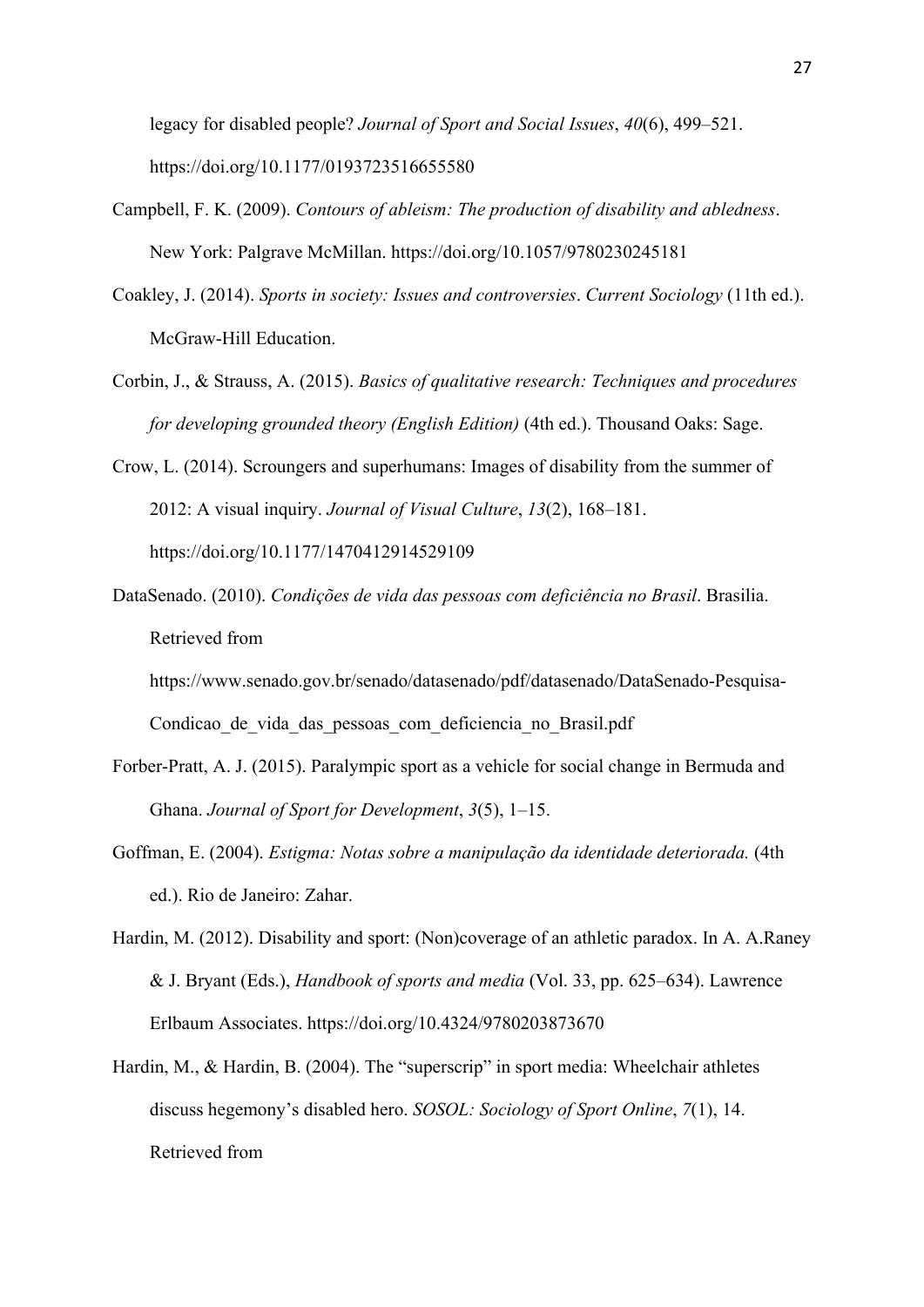legacy for disabled people? *Journal of Sport and Social Issues*, *40*(6), 499–521. https://doi.org/10.1177/0193723516655580

Campbell, F. K. (2009). *Contours of ableism: The production of disability and abledness*. New York: Palgrave McMillan. https://doi.org/10.1057/9780230245181

Coakley, J. (2014). *Sports in society: Issues and controversies*. *Current Sociology* (11th ed.). McGraw-Hill Education.

Corbin, J., & Strauss, A. (2015). *Basics of qualitative research: Techniques and procedures for developing grounded theory (English Edition)* (4th ed.). Thousand Oaks: Sage.

Crow, L. (2014). Scroungers and superhumans: Images of disability from the summer of 2012: A visual inquiry. *Journal of Visual Culture*, *13*(2), 168–181. https://doi.org/10.1177/1470412914529109

DataSenado. (2010). *Condições de vida das pessoas com deficiência no Brasil*. Brasilia. Retrieved from https://www.senado.gov.br/senado/datasenado/pdf/datasenado/DataSenado-Pesquisa-Condicao_de_vida_das_pessoas_com_deficiencia_no_Brasil.pdf

Forber-Pratt, A. J. (2015). Paralympic sport as a vehicle for social change in Bermuda and Ghana. *Journal of Sport for Development*, *3*(5), 1–15.

Goffman, E. (2004). *Estigma: Notas sobre a manipulação da identidade deteriorada.* (4th ed.). Rio de Janeiro: Zahar.

Hardin, M. (2012). Disability and sport: (Non)coverage of an athletic paradox. In A. A.Raney & J. Bryant (Eds.), *Handbook of sports and media* (Vol. 33, pp. 625–634). Lawrence Erlbaum Associates. https://doi.org/10.4324/9780203873670

Hardin, M., & Hardin, B. (2004). The "superscrip" in sport media: Wheelchair athletes discuss hegemony's disabled hero. *SOSOL: Sociology of Sport Online*, *7*(1), 14. Retrieved from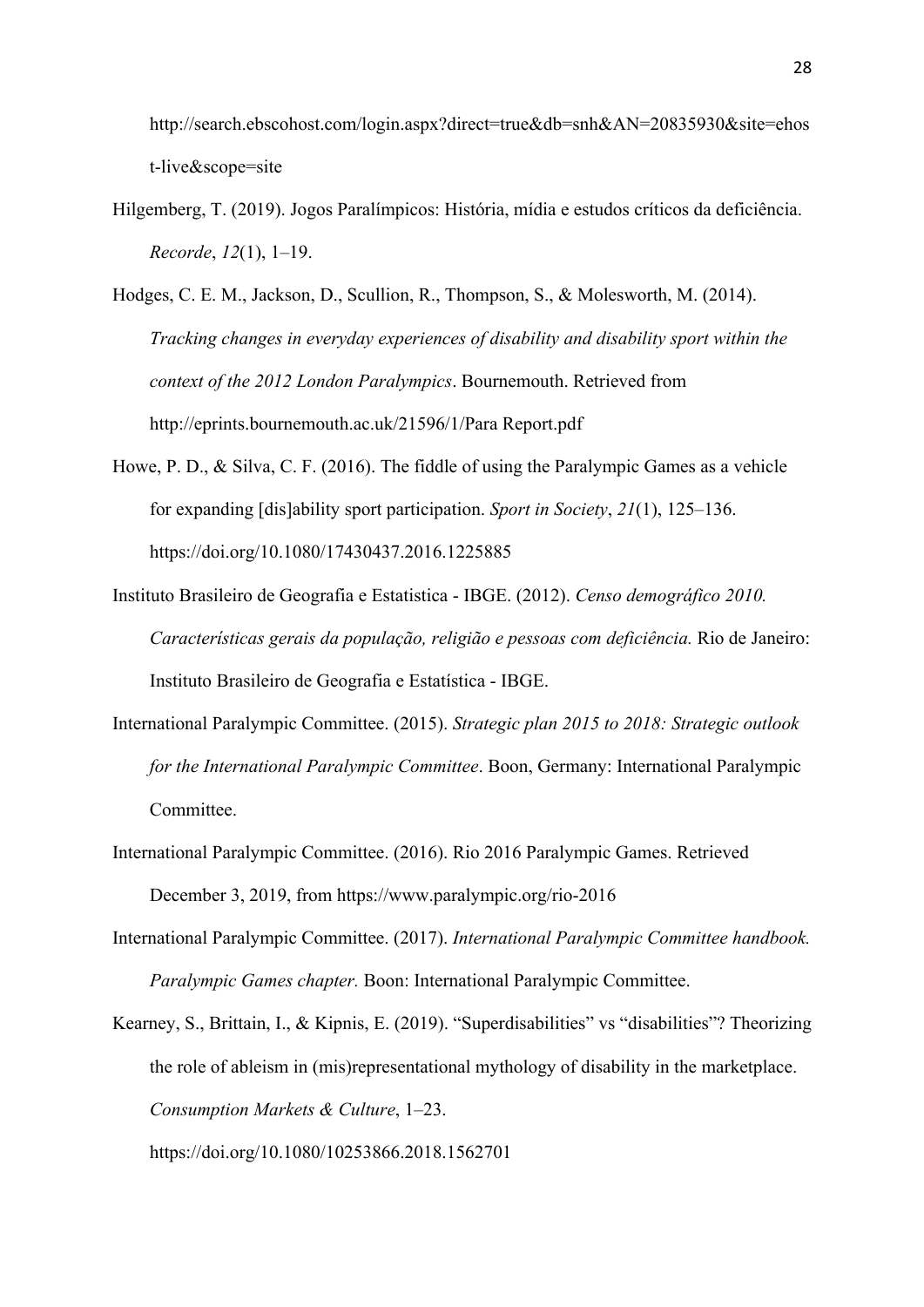http://search.ebscohost.com/login.aspx?direct=true&db=snh&AN=20835930&site=ehost-live&scope=site

Hilgemberg, T. (2019). Jogos Paralímpicos: História, mídia e estudos críticos da deficiência. *Recorde*, *12*(1), 1–19.

Hodges, C. E. M., Jackson, D., Scullion, R., Thompson, S., & Molesworth, M. (2014). *Tracking changes in everyday experiences of disability and disability sport within the context of the 2012 London Paralympics*. Bournemouth. Retrieved from http://eprints.bournemouth.ac.uk/21596/1/Para Report.pdf

Howe, P. D., & Silva, C. F. (2016). The fiddle of using the Paralympic Games as a vehicle for expanding [dis]ability sport participation. *Sport in Society*, *21*(1), 125–136. https://doi.org/10.1080/17430437.2016.1225885

Instituto Brasileiro de Geografia e Estatistica - IBGE. (2012). *Censo demográfico 2010. Características gerais da população, religião e pessoas com deficiência.* Rio de Janeiro: Instituto Brasileiro de Geografia e Estatística - IBGE.

International Paralympic Committee. (2015). *Strategic plan 2015 to 2018: Strategic outlook for the International Paralympic Committee*. Boon, Germany: International Paralympic Committee.

International Paralympic Committee. (2016). Rio 2016 Paralympic Games. Retrieved December 3, 2019, from https://www.paralympic.org/rio-2016

International Paralympic Committee. (2017). *International Paralympic Committee handbook. Paralympic Games chapter.* Boon: International Paralympic Committee.

Kearney, S., Brittain, I., & Kipnis, E. (2019). "Superdisabilities" vs "disabilities"? Theorizing the role of ableism in (mis)representational mythology of disability in the marketplace. *Consumption Markets & Culture*, 1–23. https://doi.org/10.1080/10253866.2018.1562701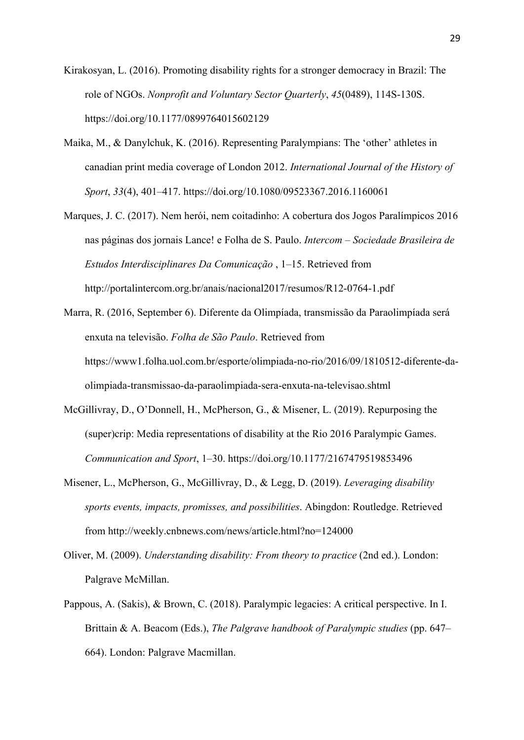Kirakosyan, L. (2016). Promoting disability rights for a stronger democracy in Brazil: The role of NGOs. *Nonprofit and Voluntary Sector Quarterly*, *45*(0489), 114S-130S. https://doi.org/10.1177/0899764015602129

Maika, M., & Danylchuk, K. (2016). Representing Paralympians: The 'other' athletes in canadian print media coverage of London 2012. *International Journal of the History of Sport*, *33*(4), 401–417. https://doi.org/10.1080/09523367.2016.1160061

Marques, J. C. (2017). Nem herói, nem coitadinho: A cobertura dos Jogos Paralímpicos 2016 nas páginas dos jornais Lance! e Folha de S. Paulo. *Intercom – Sociedade Brasileira de Estudos Interdisciplinares Da Comunicação* , 1–15. Retrieved from http://portalintercom.org.br/anais/nacional2017/resumos/R12-0764-1.pdf

Marra, R. (2016, September 6). Diferente da Olimpíada, transmissão da Paraolimpíada será enxuta na televisão. *Folha de São Paulo*. Retrieved from https://www1.folha.uol.com.br/esporte/olimpiada-no-rio/2016/09/1810512-diferente-da-olimpiada-transmissao-da-paraolimpiada-sera-enxuta-na-televisao.shtml

McGillivray, D., O'Donnell, H., McPherson, G., & Misener, L. (2019). Repurposing the (super)crip: Media representations of disability at the Rio 2016 Paralympic Games. *Communication and Sport*, 1–30. https://doi.org/10.1177/2167479519853496

Misener, L., McPherson, G., McGillivray, D., & Legg, D. (2019). *Leveraging disability sports events, impacts, promisses, and possibilities*. Abingdon: Routledge. Retrieved from http://weekly.cnbnews.com/news/article.html?no=124000

Oliver, M. (2009). *Understanding disability: From theory to practice* (2nd ed.). London: Palgrave McMillan.

Pappous, A. (Sakis), & Brown, C. (2018). Paralympic legacies: A critical perspective. In I. Brittain & A. Beacom (Eds.), *The Palgrave handbook of Paralympic studies* (pp. 647–664). London: Palgrave Macmillan.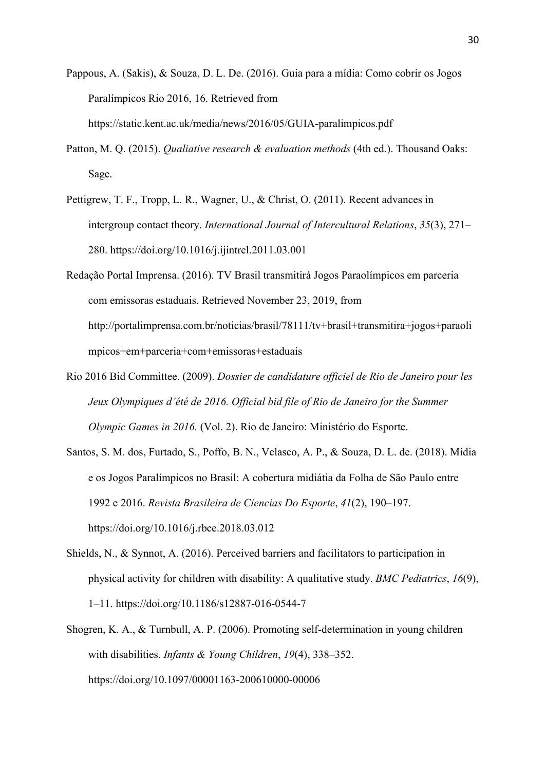Pappous, A. (Sakis), & Souza, D. L. De. (2016). Guia para a mídia: Como cobrir os Jogos Paralímpicos Rio 2016, 16. Retrieved from https://static.kent.ac.uk/media/news/2016/05/GUIA-paralimpicos.pdf

Patton, M. Q. (2015). *Qualiative research & evaluation methods* (4th ed.). Thousand Oaks: Sage.

Pettigrew, T. F., Tropp, L. R., Wagner, U., & Christ, O. (2011). Recent advances in intergroup contact theory. *International Journal of Intercultural Relations*, *35*(3), 271–280. https://doi.org/10.1016/j.ijintrel.2011.03.001

Redação Portal Imprensa. (2016). TV Brasil transmitirá Jogos Paraolímpicos em parceria com emissoras estaduais. Retrieved November 23, 2019, from http://portalimprensa.com.br/noticias/brasil/78111/tv+brasil+transmitira+jogos+paraolimpicos+em+parceria+com+emissoras+estaduais

Rio 2016 Bid Committee. (2009). *Dossier de candidature officiel de Rio de Janeiro pour les Jeux Olympiques d'été de 2016. Official bid file of Rio de Janeiro for the Summer Olympic Games in 2016.* (Vol. 2). Rio de Janeiro: Ministério do Esporte.

Santos, S. M. dos, Furtado, S., Poffo, B. N., Velasco, A. P., & Souza, D. L. de. (2018). Mídia e os Jogos Paralímpicos no Brasil: A cobertura midiátia da Folha de São Paulo entre 1992 e 2016. *Revista Brasileira de Ciencias Do Esporte*, *41*(2), 190–197. https://doi.org/10.1016/j.rbce.2018.03.012

Shields, N., & Synnot, A. (2016). Perceived barriers and facilitators to participation in physical activity for children with disability: A qualitative study. *BMC Pediatrics*, *16*(9), 1–11. https://doi.org/10.1186/s12887-016-0544-7

Shogren, K. A., & Turnbull, A. P. (2006). Promoting self-determination in young children with disabilities. *Infants & Young Children*, *19*(4), 338–352. https://doi.org/10.1097/00001163-200610000-00006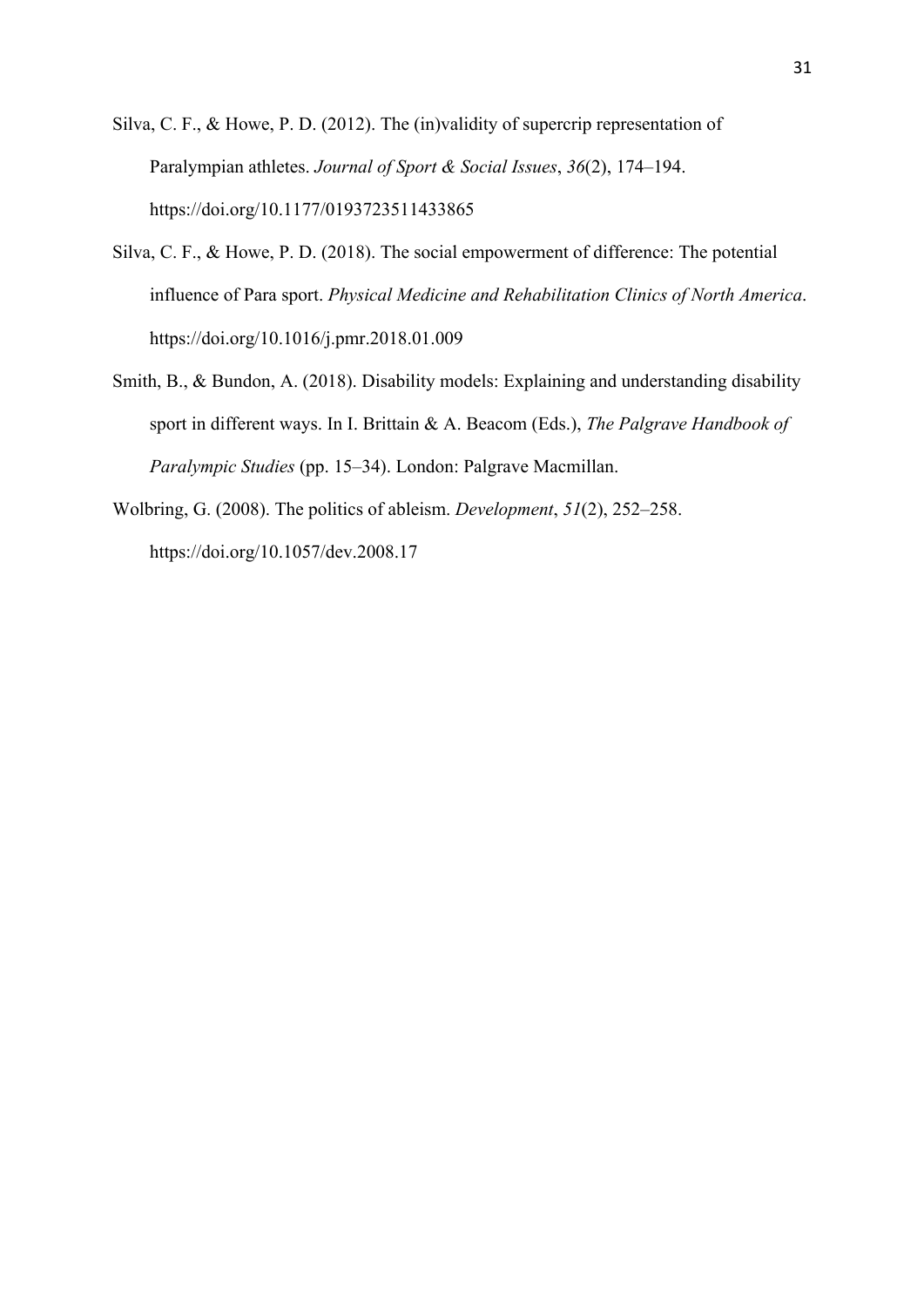Silva, C. F., & Howe, P. D. (2012). The (in)validity of supercrip representation of Paralympian athletes. *Journal of Sport & Social Issues*, *36*(2), 174–194. https://doi.org/10.1177/0193723511433865

Silva, C. F., & Howe, P. D. (2018). The social empowerment of difference: The potential influence of Para sport. *Physical Medicine and Rehabilitation Clinics of North America*. https://doi.org/10.1016/j.pmr.2018.01.009

Smith, B., & Bundon, A. (2018). Disability models: Explaining and understanding disability sport in different ways. In I. Brittain & A. Beacom (Eds.), *The Palgrave Handbook of Paralympic Studies* (pp. 15–34). London: Palgrave Macmillan.

Wolbring, G. (2008). The politics of ableism. *Development*, *51*(2), 252–258. https://doi.org/10.1057/dev.2008.17